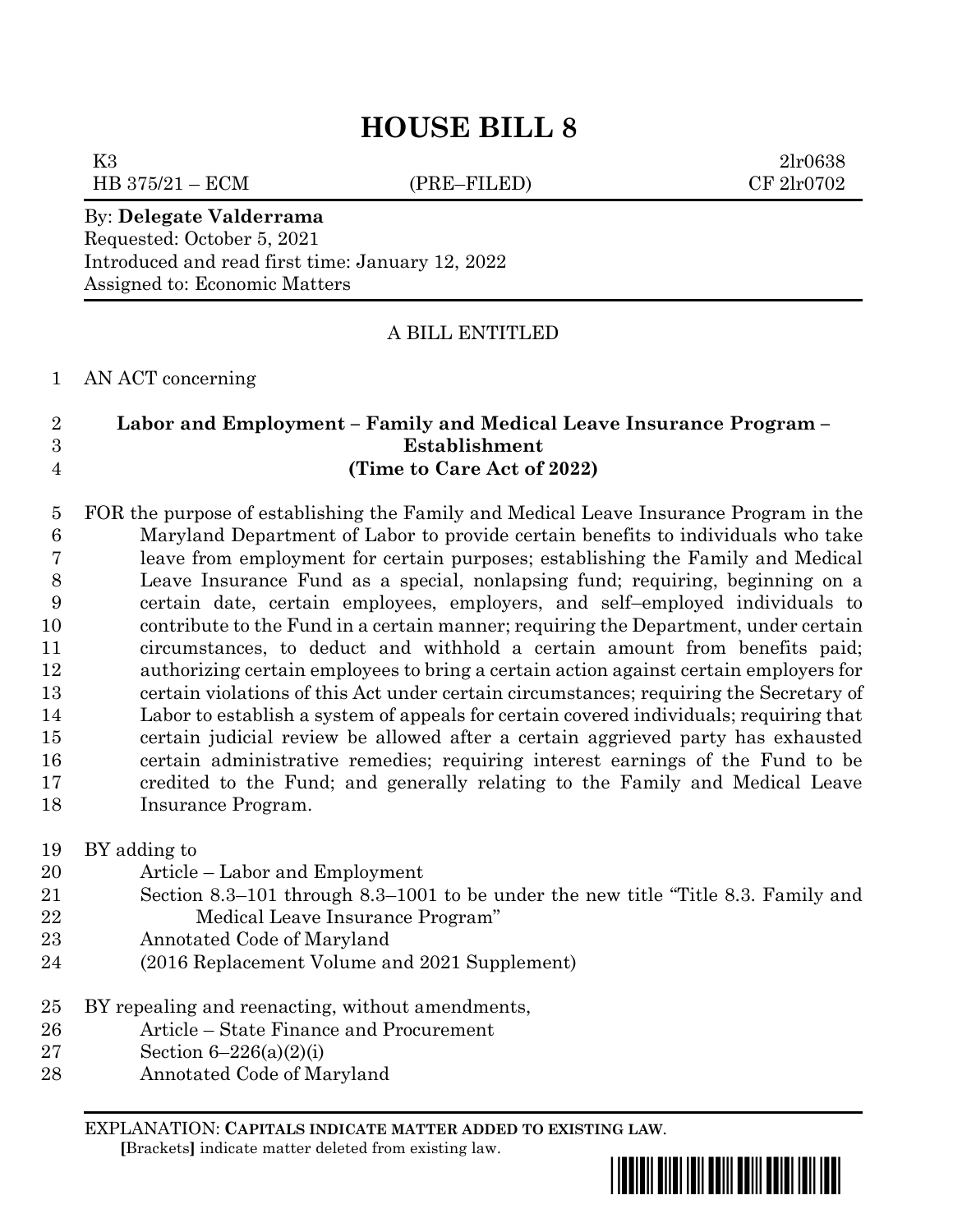# HOUSE BILL 8

K3 2lr0638
HB 375/21 – ECM (PRE–FILED) CF 2lr0702

By: **Delegate Valderrama**
Requested: October 5, 2021
Introduced and read first time: January 12, 2022
Assigned to: Economic Matters

A BILL ENTITLED

AN ACT concerning

**Labor and Employment – Family and Medical Leave Insurance Program – Establishment**
**(Time to Care Act of 2022)**

FOR the purpose of establishing the Family and Medical Leave Insurance Program in the Maryland Department of Labor to provide certain benefits to individuals who take leave from employment for certain purposes; establishing the Family and Medical Leave Insurance Fund as a special, nonlapsing fund; requiring, beginning on a certain date, certain employees, employers, and self–employed individuals to contribute to the Fund in a certain manner; requiring the Department, under certain circumstances, to deduct and withhold a certain amount from benefits paid; authorizing certain employees to bring a certain action against certain employers for certain violations of this Act under certain circumstances; requiring the Secretary of Labor to establish a system of appeals for certain covered individuals; requiring that certain judicial review be allowed after a certain aggrieved party has exhausted certain administrative remedies; requiring interest earnings of the Fund to be credited to the Fund; and generally relating to the Family and Medical Leave Insurance Program.

BY adding to
Article – Labor and Employment
Section 8.3–101 through 8.3–1001 to be under the new title "Title 8.3. Family and Medical Leave Insurance Program"
Annotated Code of Maryland
(2016 Replacement Volume and 2021 Supplement)

BY repealing and reenacting, without amendments,
Article – State Finance and Procurement
Section 6–226(a)(2)(i)
Annotated Code of Maryland

EXPLANATION: **CAPITALS INDICATE MATTER ADDED TO EXISTING LAW.**
[Brackets] indicate matter deleted from existing law.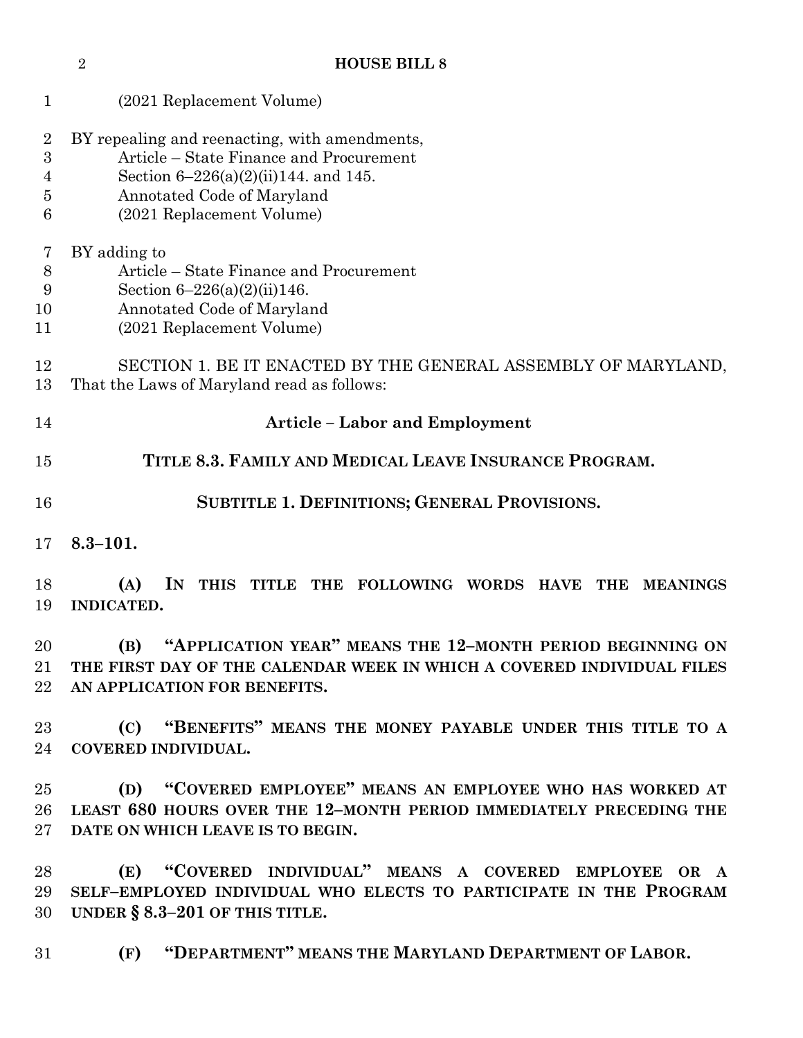(2021 Replacement Volume)

BY repealing and reenacting, with amendments,
Article – State Finance and Procurement
Section 6–226(a)(2)(ii)144. and 145.
Annotated Code of Maryland
(2021 Replacement Volume)

BY adding to
Article – State Finance and Procurement
Section 6–226(a)(2)(ii)146.
Annotated Code of Maryland
(2021 Replacement Volume)

SECTION 1. BE IT ENACTED BY THE GENERAL ASSEMBLY OF MARYLAND, That the Laws of Maryland read as follows:

## Article – Labor and Employment

## TITLE 8.3. FAMILY AND MEDICAL LEAVE INSURANCE PROGRAM.

## SUBTITLE 1. DEFINITIONS; GENERAL PROVISIONS.

**8.3–101.**

**(A) IN THIS TITLE THE FOLLOWING WORDS HAVE THE MEANINGS INDICATED.**

**(B) "APPLICATION YEAR" MEANS THE 12–MONTH PERIOD BEGINNING ON THE FIRST DAY OF THE CALENDAR WEEK IN WHICH A COVERED INDIVIDUAL FILES AN APPLICATION FOR BENEFITS.**

**(C) "BENEFITS" MEANS THE MONEY PAYABLE UNDER THIS TITLE TO A COVERED INDIVIDUAL.**

**(D) "COVERED EMPLOYEE" MEANS AN EMPLOYEE WHO HAS WORKED AT LEAST 680 HOURS OVER THE 12–MONTH PERIOD IMMEDIATELY PRECEDING THE DATE ON WHICH LEAVE IS TO BEGIN.**

**(E) "COVERED INDIVIDUAL" MEANS A COVERED EMPLOYEE OR A SELF–EMPLOYED INDIVIDUAL WHO ELECTS TO PARTICIPATE IN THE PROGRAM UNDER § 8.3–201 OF THIS TITLE.**

**(F) "DEPARTMENT" MEANS THE MARYLAND DEPARTMENT OF LABOR.**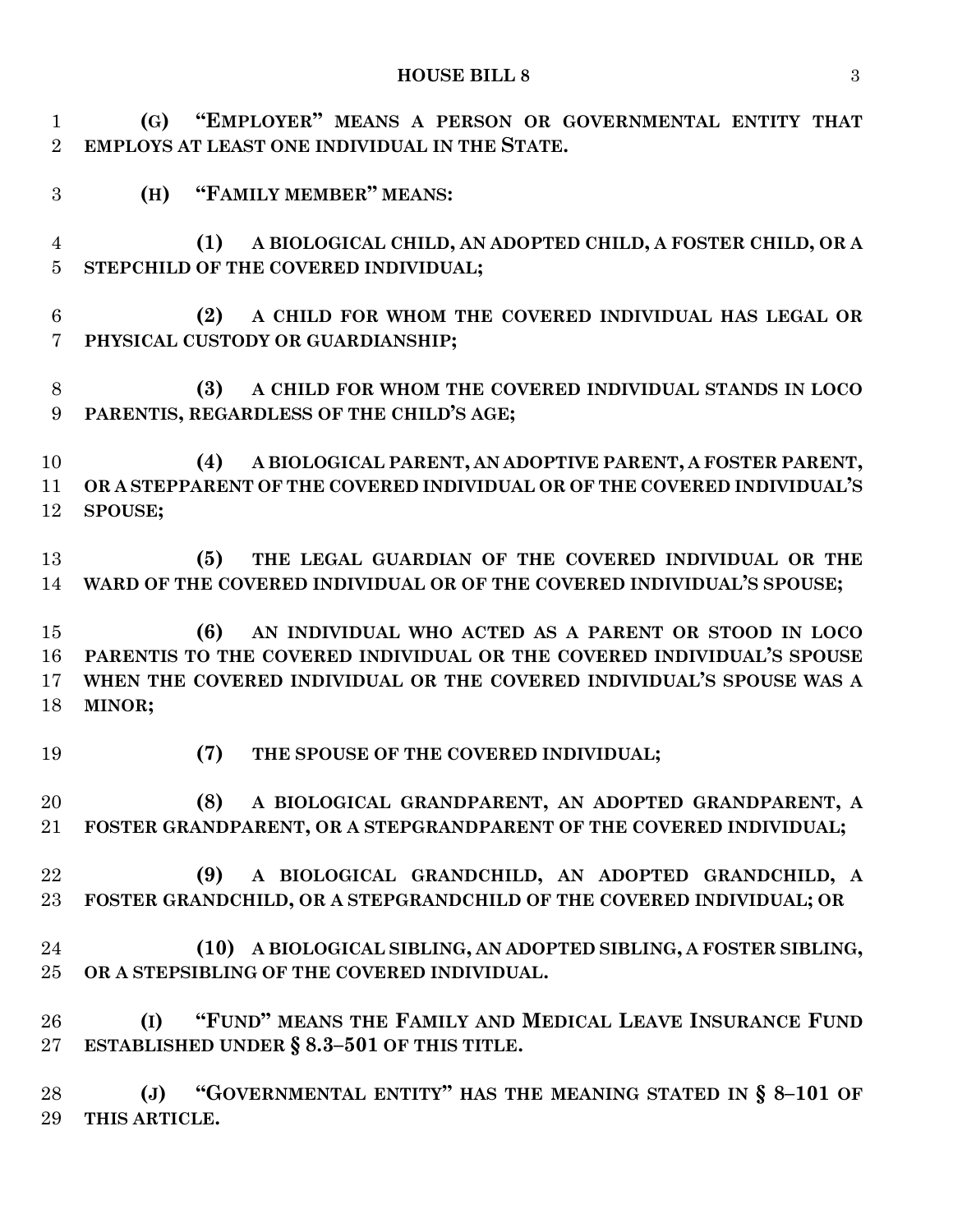**(G) "EMPLOYER" MEANS A PERSON OR GOVERNMENTAL ENTITY THAT EMPLOYS AT LEAST ONE INDIVIDUAL IN THE STATE.**

**(H) "FAMILY MEMBER" MEANS:**

**(1) A BIOLOGICAL CHILD, AN ADOPTED CHILD, A FOSTER CHILD, OR A STEPCHILD OF THE COVERED INDIVIDUAL;**

**(2) A CHILD FOR WHOM THE COVERED INDIVIDUAL HAS LEGAL OR PHYSICAL CUSTODY OR GUARDIANSHIP;**

**(3) A CHILD FOR WHOM THE COVERED INDIVIDUAL STANDS IN LOCO PARENTIS, REGARDLESS OF THE CHILD'S AGE;**

**(4) A BIOLOGICAL PARENT, AN ADOPTIVE PARENT, A FOSTER PARENT, OR A STEPPARENT OF THE COVERED INDIVIDUAL OR OF THE COVERED INDIVIDUAL'S SPOUSE;**

**(5) THE LEGAL GUARDIAN OF THE COVERED INDIVIDUAL OR THE WARD OF THE COVERED INDIVIDUAL OR OF THE COVERED INDIVIDUAL'S SPOUSE;**

**(6) AN INDIVIDUAL WHO ACTED AS A PARENT OR STOOD IN LOCO PARENTIS TO THE COVERED INDIVIDUAL OR THE COVERED INDIVIDUAL'S SPOUSE WHEN THE COVERED INDIVIDUAL OR THE COVERED INDIVIDUAL'S SPOUSE WAS A MINOR;**

**(7) THE SPOUSE OF THE COVERED INDIVIDUAL;**

**(8) A BIOLOGICAL GRANDPARENT, AN ADOPTED GRANDPARENT, A FOSTER GRANDPARENT, OR A STEPGRANDPARENT OF THE COVERED INDIVIDUAL;**

**(9) A BIOLOGICAL GRANDCHILD, AN ADOPTED GRANDCHILD, A FOSTER GRANDCHILD, OR A STEPGRANDCHILD OF THE COVERED INDIVIDUAL; OR**

**(10) A BIOLOGICAL SIBLING, AN ADOPTED SIBLING, A FOSTER SIBLING, OR A STEPSIBLING OF THE COVERED INDIVIDUAL.**

**(I) "FUND" MEANS THE FAMILY AND MEDICAL LEAVE INSURANCE FUND ESTABLISHED UNDER § 8.3–501 OF THIS TITLE.**

**(J) "GOVERNMENTAL ENTITY" HAS THE MEANING STATED IN § 8–101 OF THIS ARTICLE.**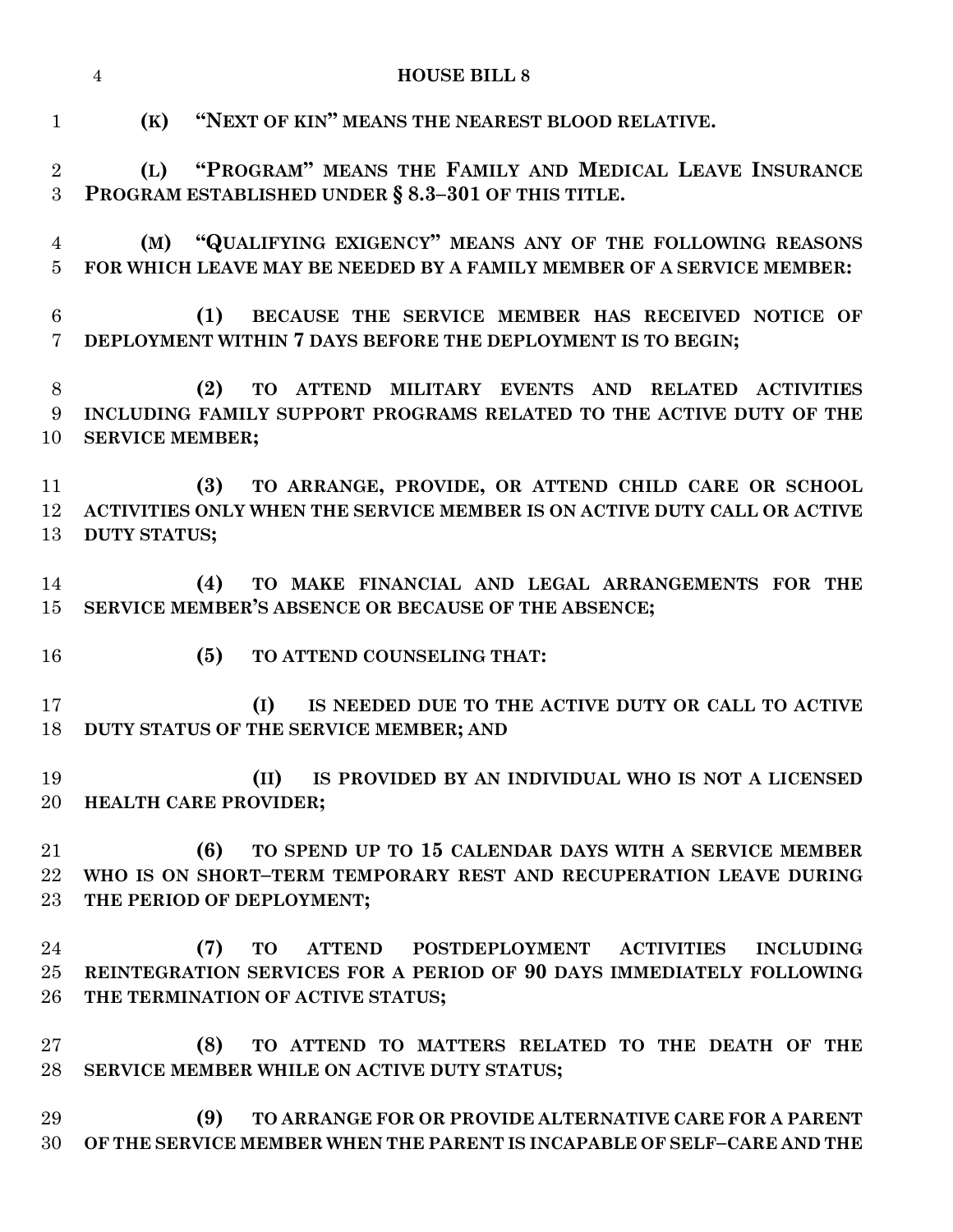**(K) "NEXT OF KIN" MEANS THE NEAREST BLOOD RELATIVE.**

**(L) "PROGRAM" MEANS THE FAMILY AND MEDICAL LEAVE INSURANCE PROGRAM ESTABLISHED UNDER § 8.3–301 OF THIS TITLE.**

**(M) "QUALIFYING EXIGENCY" MEANS ANY OF THE FOLLOWING REASONS FOR WHICH LEAVE MAY BE NEEDED BY A FAMILY MEMBER OF A SERVICE MEMBER:**

**(1) BECAUSE THE SERVICE MEMBER HAS RECEIVED NOTICE OF DEPLOYMENT WITHIN 7 DAYS BEFORE THE DEPLOYMENT IS TO BEGIN;**

**(2) TO ATTEND MILITARY EVENTS AND RELATED ACTIVITIES INCLUDING FAMILY SUPPORT PROGRAMS RELATED TO THE ACTIVE DUTY OF THE SERVICE MEMBER;**

**(3) TO ARRANGE, PROVIDE, OR ATTEND CHILD CARE OR SCHOOL ACTIVITIES ONLY WHEN THE SERVICE MEMBER IS ON ACTIVE DUTY CALL OR ACTIVE DUTY STATUS;**

**(4) TO MAKE FINANCIAL AND LEGAL ARRANGEMENTS FOR THE SERVICE MEMBER'S ABSENCE OR BECAUSE OF THE ABSENCE;**

**(5) TO ATTEND COUNSELING THAT:**

**(I) IS NEEDED DUE TO THE ACTIVE DUTY OR CALL TO ACTIVE DUTY STATUS OF THE SERVICE MEMBER; AND**

**(II) IS PROVIDED BY AN INDIVIDUAL WHO IS NOT A LICENSED HEALTH CARE PROVIDER;**

**(6) TO SPEND UP TO 15 CALENDAR DAYS WITH A SERVICE MEMBER WHO IS ON SHORT–TERM TEMPORARY REST AND RECUPERATION LEAVE DURING THE PERIOD OF DEPLOYMENT;**

**(7) TO ATTEND POSTDEPLOYMENT ACTIVITIES INCLUDING REINTEGRATION SERVICES FOR A PERIOD OF 90 DAYS IMMEDIATELY FOLLOWING THE TERMINATION OF ACTIVE STATUS;**

**(8) TO ATTEND TO MATTERS RELATED TO THE DEATH OF THE SERVICE MEMBER WHILE ON ACTIVE DUTY STATUS;**

**(9) TO ARRANGE FOR OR PROVIDE ALTERNATIVE CARE FOR A PARENT OF THE SERVICE MEMBER WHEN THE PARENT IS INCAPABLE OF SELF–CARE AND THE**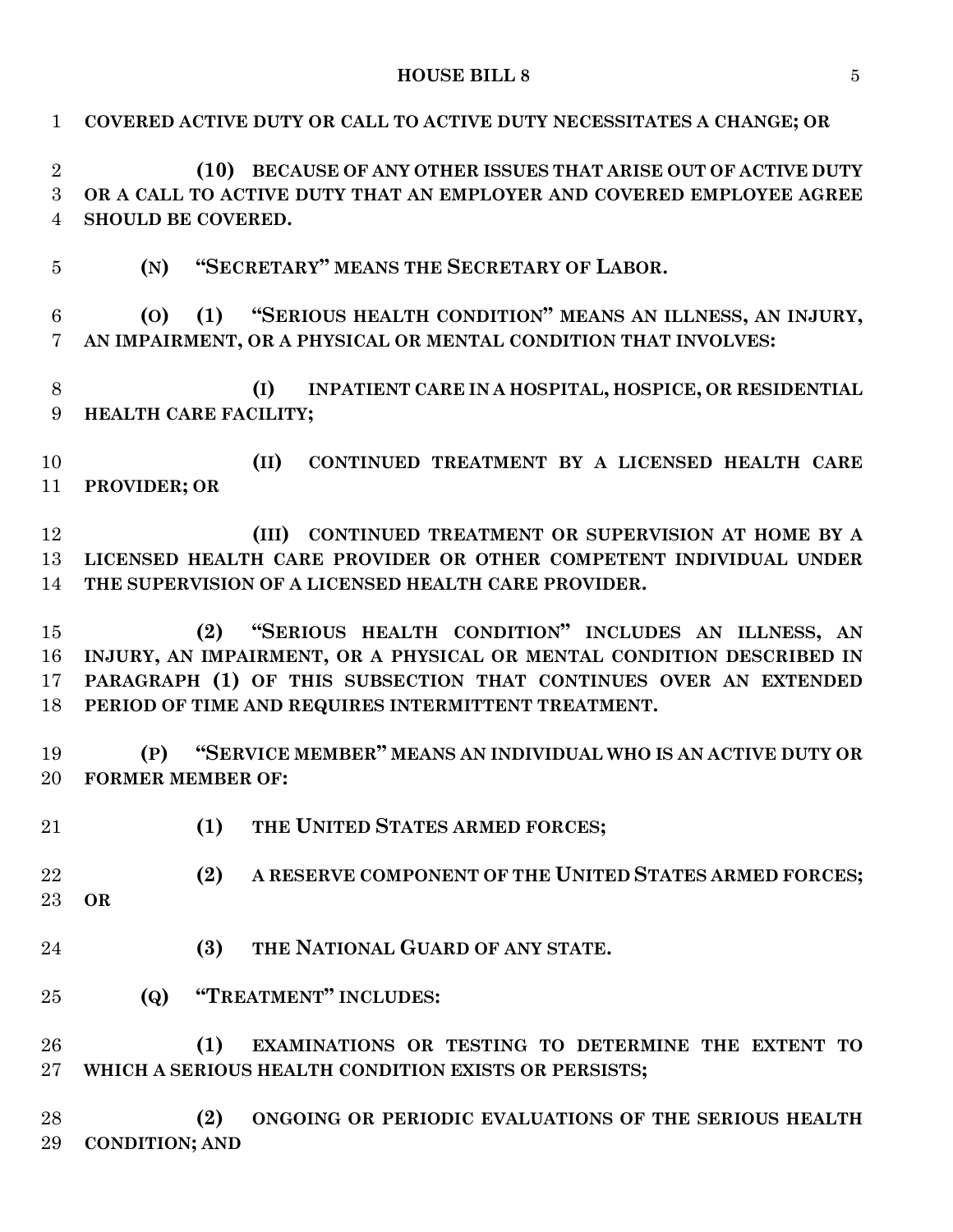**COVERED ACTIVE DUTY OR CALL TO ACTIVE DUTY NECESSITATES A CHANGE; OR**

**(10) BECAUSE OF ANY OTHER ISSUES THAT ARISE OUT OF ACTIVE DUTY OR A CALL TO ACTIVE DUTY THAT AN EMPLOYER AND COVERED EMPLOYEE AGREE SHOULD BE COVERED.**

**(N) "SECRETARY" MEANS THE SECRETARY OF LABOR.**

**(O) (1) "SERIOUS HEALTH CONDITION" MEANS AN ILLNESS, AN INJURY, AN IMPAIRMENT, OR A PHYSICAL OR MENTAL CONDITION THAT INVOLVES:**

**(I) INPATIENT CARE IN A HOSPITAL, HOSPICE, OR RESIDENTIAL HEALTH CARE FACILITY;**

**(II) CONTINUED TREATMENT BY A LICENSED HEALTH CARE PROVIDER; OR**

**(III) CONTINUED TREATMENT OR SUPERVISION AT HOME BY A LICENSED HEALTH CARE PROVIDER OR OTHER COMPETENT INDIVIDUAL UNDER THE SUPERVISION OF A LICENSED HEALTH CARE PROVIDER.**

**(2) "SERIOUS HEALTH CONDITION" INCLUDES AN ILLNESS, AN INJURY, AN IMPAIRMENT, OR A PHYSICAL OR MENTAL CONDITION DESCRIBED IN PARAGRAPH (1) OF THIS SUBSECTION THAT CONTINUES OVER AN EXTENDED PERIOD OF TIME AND REQUIRES INTERMITTENT TREATMENT.**

**(P) "SERVICE MEMBER" MEANS AN INDIVIDUAL WHO IS AN ACTIVE DUTY OR FORMER MEMBER OF:**

**(1) THE UNITED STATES ARMED FORCES;**

**(2) A RESERVE COMPONENT OF THE UNITED STATES ARMED FORCES; OR**

**(3) THE NATIONAL GUARD OF ANY STATE.**

**(Q) "TREATMENT" INCLUDES:**

**(1) EXAMINATIONS OR TESTING TO DETERMINE THE EXTENT TO WHICH A SERIOUS HEALTH CONDITION EXISTS OR PERSISTS;**

**(2) ONGOING OR PERIODIC EVALUATIONS OF THE SERIOUS HEALTH CONDITION; AND**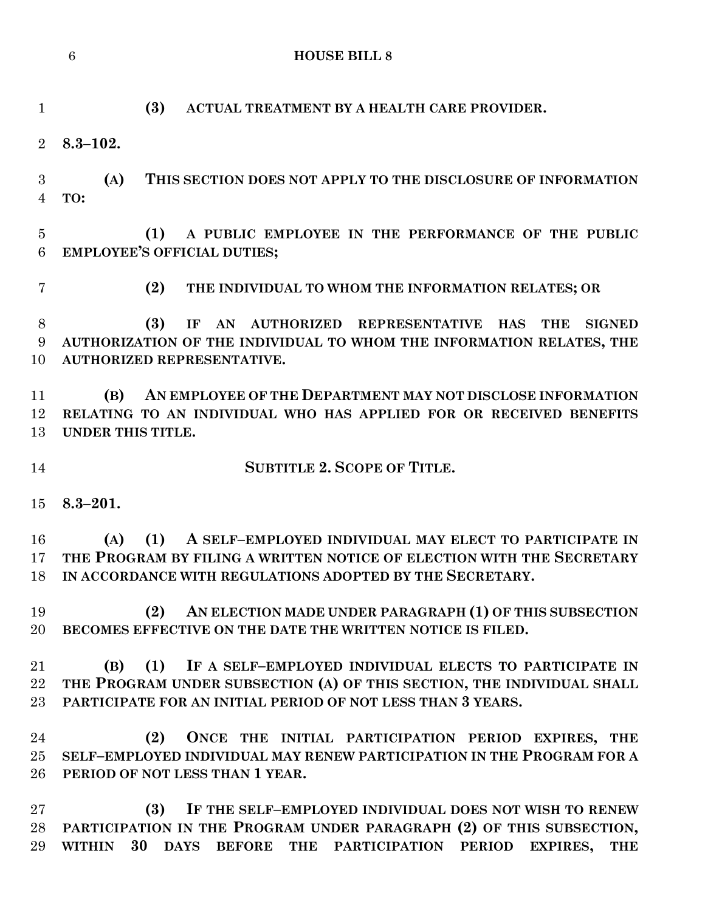**(3) ACTUAL TREATMENT BY A HEALTH CARE PROVIDER.**

**8.3–102.**

**(A) THIS SECTION DOES NOT APPLY TO THE DISCLOSURE OF INFORMATION TO:**

**(1) A PUBLIC EMPLOYEE IN THE PERFORMANCE OF THE PUBLIC EMPLOYEE'S OFFICIAL DUTIES;**

**(2) THE INDIVIDUAL TO WHOM THE INFORMATION RELATES; OR**

**(3) IF AN AUTHORIZED REPRESENTATIVE HAS THE SIGNED AUTHORIZATION OF THE INDIVIDUAL TO WHOM THE INFORMATION RELATES, THE AUTHORIZED REPRESENTATIVE.**

**(B) AN EMPLOYEE OF THE DEPARTMENT MAY NOT DISCLOSE INFORMATION RELATING TO AN INDIVIDUAL WHO HAS APPLIED FOR OR RECEIVED BENEFITS UNDER THIS TITLE.**

**SUBTITLE 2. SCOPE OF TITLE.**

**8.3–201.**

**(A) (1) A SELF–EMPLOYED INDIVIDUAL MAY ELECT TO PARTICIPATE IN THE PROGRAM BY FILING A WRITTEN NOTICE OF ELECTION WITH THE SECRETARY IN ACCORDANCE WITH REGULATIONS ADOPTED BY THE SECRETARY.**

**(2) AN ELECTION MADE UNDER PARAGRAPH (1) OF THIS SUBSECTION BECOMES EFFECTIVE ON THE DATE THE WRITTEN NOTICE IS FILED.**

**(B) (1) IF A SELF–EMPLOYED INDIVIDUAL ELECTS TO PARTICIPATE IN THE PROGRAM UNDER SUBSECTION (A) OF THIS SECTION, THE INDIVIDUAL SHALL PARTICIPATE FOR AN INITIAL PERIOD OF NOT LESS THAN 3 YEARS.**

**(2) ONCE THE INITIAL PARTICIPATION PERIOD EXPIRES, THE SELF–EMPLOYED INDIVIDUAL MAY RENEW PARTICIPATION IN THE PROGRAM FOR A PERIOD OF NOT LESS THAN 1 YEAR.**

**(3) IF THE SELF–EMPLOYED INDIVIDUAL DOES NOT WISH TO RENEW PARTICIPATION IN THE PROGRAM UNDER PARAGRAPH (2) OF THIS SUBSECTION, WITHIN 30 DAYS BEFORE THE PARTICIPATION PERIOD EXPIRES, THE**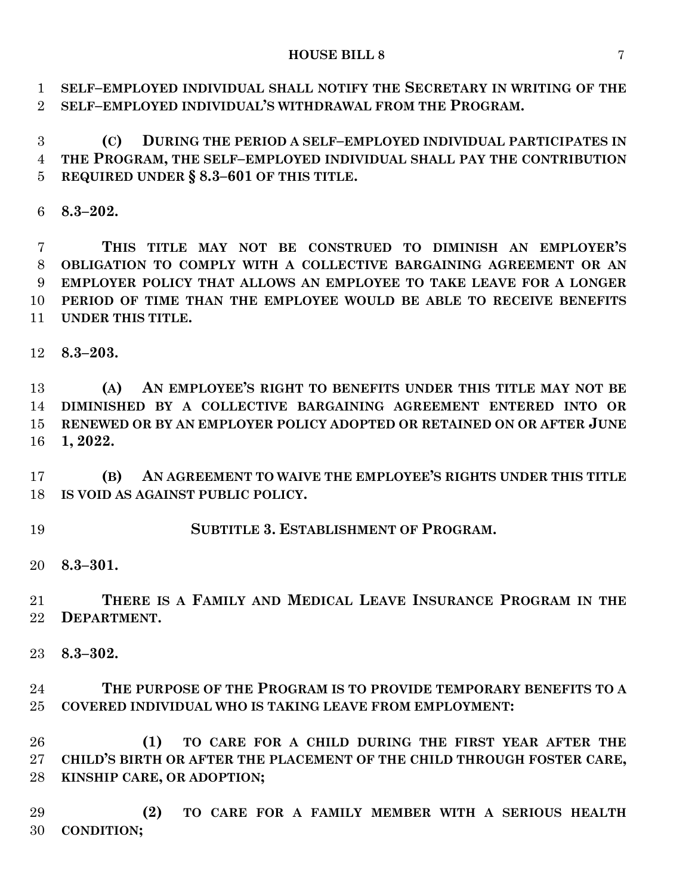**SELF–EMPLOYED INDIVIDUAL SHALL NOTIFY THE SECRETARY IN WRITING OF THE SELF–EMPLOYED INDIVIDUAL'S WITHDRAWAL FROM THE PROGRAM.**

**(C) DURING THE PERIOD A SELF–EMPLOYED INDIVIDUAL PARTICIPATES IN THE PROGRAM, THE SELF–EMPLOYED INDIVIDUAL SHALL PAY THE CONTRIBUTION REQUIRED UNDER § 8.3–601 OF THIS TITLE.**

**8.3–202.**

**THIS TITLE MAY NOT BE CONSTRUED TO DIMINISH AN EMPLOYER'S OBLIGATION TO COMPLY WITH A COLLECTIVE BARGAINING AGREEMENT OR AN EMPLOYER POLICY THAT ALLOWS AN EMPLOYEE TO TAKE LEAVE FOR A LONGER PERIOD OF TIME THAN THE EMPLOYEE WOULD BE ABLE TO RECEIVE BENEFITS UNDER THIS TITLE.**

**8.3–203.**

**(A) AN EMPLOYEE'S RIGHT TO BENEFITS UNDER THIS TITLE MAY NOT BE DIMINISHED BY A COLLECTIVE BARGAINING AGREEMENT ENTERED INTO OR RENEWED OR BY AN EMPLOYER POLICY ADOPTED OR RETAINED ON OR AFTER JUNE 1, 2022.**

**(B) AN AGREEMENT TO WAIVE THE EMPLOYEE'S RIGHTS UNDER THIS TITLE IS VOID AS AGAINST PUBLIC POLICY.**

**SUBTITLE 3. ESTABLISHMENT OF PROGRAM.**

**8.3–301.**

**THERE IS A FAMILY AND MEDICAL LEAVE INSURANCE PROGRAM IN THE DEPARTMENT.**

**8.3–302.**

**THE PURPOSE OF THE PROGRAM IS TO PROVIDE TEMPORARY BENEFITS TO A COVERED INDIVIDUAL WHO IS TAKING LEAVE FROM EMPLOYMENT:**

**(1) TO CARE FOR A CHILD DURING THE FIRST YEAR AFTER THE CHILD'S BIRTH OR AFTER THE PLACEMENT OF THE CHILD THROUGH FOSTER CARE, KINSHIP CARE, OR ADOPTION;**

**(2) TO CARE FOR A FAMILY MEMBER WITH A SERIOUS HEALTH CONDITION;**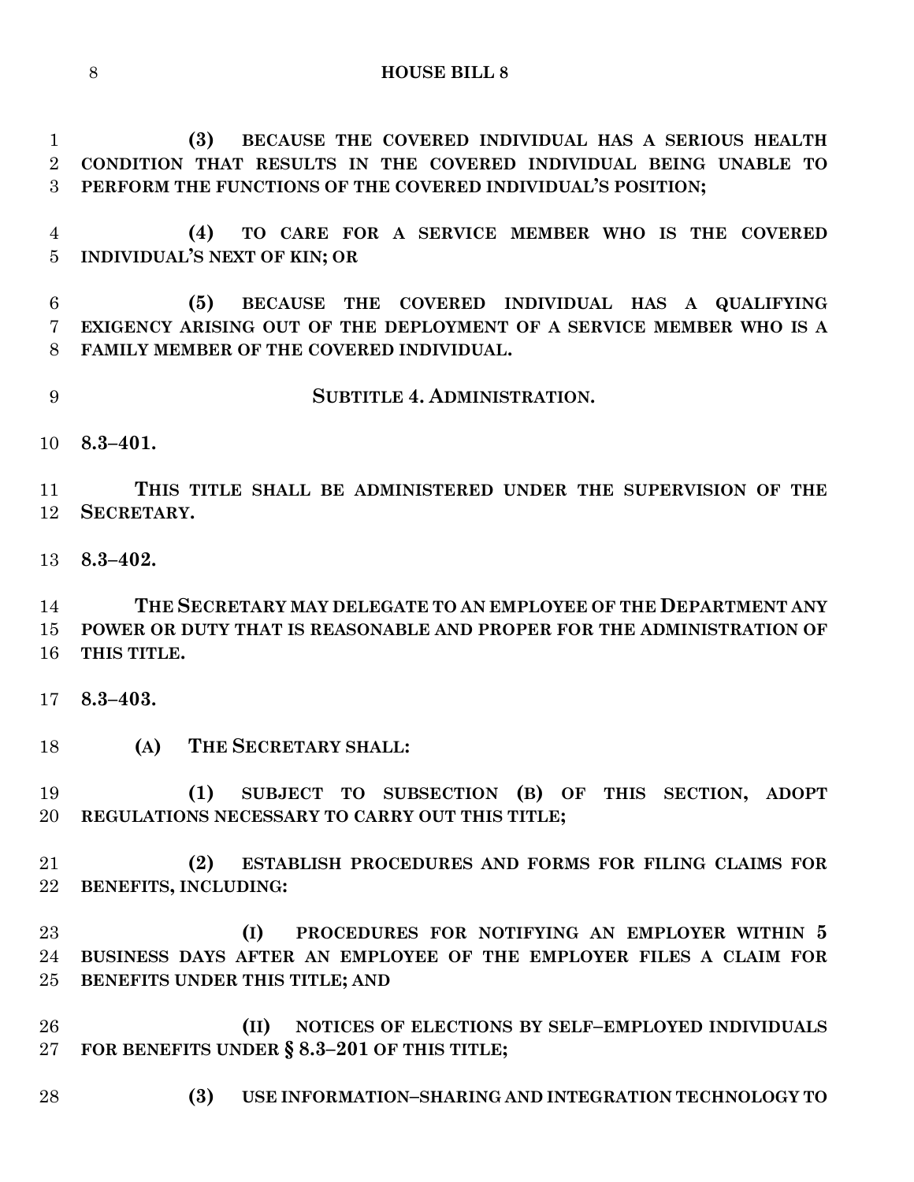**(3) BECAUSE THE COVERED INDIVIDUAL HAS A SERIOUS HEALTH CONDITION THAT RESULTS IN THE COVERED INDIVIDUAL BEING UNABLE TO PERFORM THE FUNCTIONS OF THE COVERED INDIVIDUAL'S POSITION;**

**(4) TO CARE FOR A SERVICE MEMBER WHO IS THE COVERED INDIVIDUAL'S NEXT OF KIN; OR**

**(5) BECAUSE THE COVERED INDIVIDUAL HAS A QUALIFYING EXIGENCY ARISING OUT OF THE DEPLOYMENT OF A SERVICE MEMBER WHO IS A FAMILY MEMBER OF THE COVERED INDIVIDUAL.**

**SUBTITLE 4. ADMINISTRATION.**

**8.3–401.**

**THIS TITLE SHALL BE ADMINISTERED UNDER THE SUPERVISION OF THE SECRETARY.**

**8.3–402.**

**THE SECRETARY MAY DELEGATE TO AN EMPLOYEE OF THE DEPARTMENT ANY POWER OR DUTY THAT IS REASONABLE AND PROPER FOR THE ADMINISTRATION OF THIS TITLE.**

**8.3–403.**

**(A) THE SECRETARY SHALL:**

**(1) SUBJECT TO SUBSECTION (B) OF THIS SECTION, ADOPT REGULATIONS NECESSARY TO CARRY OUT THIS TITLE;**

**(2) ESTABLISH PROCEDURES AND FORMS FOR FILING CLAIMS FOR BENEFITS, INCLUDING:**

**(I) PROCEDURES FOR NOTIFYING AN EMPLOYER WITHIN 5 BUSINESS DAYS AFTER AN EMPLOYEE OF THE EMPLOYER FILES A CLAIM FOR BENEFITS UNDER THIS TITLE; AND**

**(II) NOTICES OF ELECTIONS BY SELF–EMPLOYED INDIVIDUALS FOR BENEFITS UNDER § 8.3–201 OF THIS TITLE;**

**(3) USE INFORMATION–SHARING AND INTEGRATION TECHNOLOGY TO**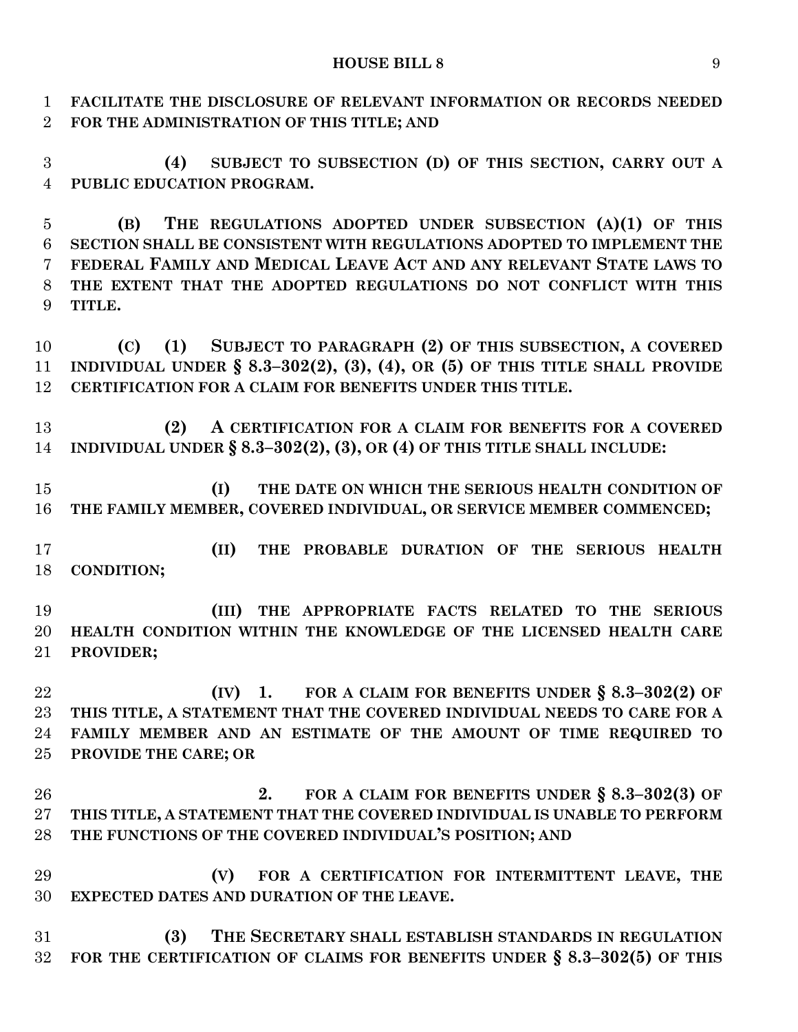**FACILITATE THE DISCLOSURE OF RELEVANT INFORMATION OR RECORDS NEEDED FOR THE ADMINISTRATION OF THIS TITLE; AND**

**(4) SUBJECT TO SUBSECTION (D) OF THIS SECTION, CARRY OUT A PUBLIC EDUCATION PROGRAM.**

**(B) THE REGULATIONS ADOPTED UNDER SUBSECTION (A)(1) OF THIS SECTION SHALL BE CONSISTENT WITH REGULATIONS ADOPTED TO IMPLEMENT THE FEDERAL FAMILY AND MEDICAL LEAVE ACT AND ANY RELEVANT STATE LAWS TO THE EXTENT THAT THE ADOPTED REGULATIONS DO NOT CONFLICT WITH THIS TITLE.**

**(C) (1) SUBJECT TO PARAGRAPH (2) OF THIS SUBSECTION, A COVERED INDIVIDUAL UNDER § 8.3–302(2), (3), (4), OR (5) OF THIS TITLE SHALL PROVIDE CERTIFICATION FOR A CLAIM FOR BENEFITS UNDER THIS TITLE.**

**(2) A CERTIFICATION FOR A CLAIM FOR BENEFITS FOR A COVERED INDIVIDUAL UNDER § 8.3–302(2), (3), OR (4) OF THIS TITLE SHALL INCLUDE:**

**(I) THE DATE ON WHICH THE SERIOUS HEALTH CONDITION OF THE FAMILY MEMBER, COVERED INDIVIDUAL, OR SERVICE MEMBER COMMENCED;**

**(II) THE PROBABLE DURATION OF THE SERIOUS HEALTH CONDITION;**

**(III) THE APPROPRIATE FACTS RELATED TO THE SERIOUS HEALTH CONDITION WITHIN THE KNOWLEDGE OF THE LICENSED HEALTH CARE PROVIDER;**

**(IV) 1. FOR A CLAIM FOR BENEFITS UNDER § 8.3–302(2) OF THIS TITLE, A STATEMENT THAT THE COVERED INDIVIDUAL NEEDS TO CARE FOR A FAMILY MEMBER AND AN ESTIMATE OF THE AMOUNT OF TIME REQUIRED TO PROVIDE THE CARE; OR**

**2. FOR A CLAIM FOR BENEFITS UNDER § 8.3–302(3) OF THIS TITLE, A STATEMENT THAT THE COVERED INDIVIDUAL IS UNABLE TO PERFORM THE FUNCTIONS OF THE COVERED INDIVIDUAL'S POSITION; AND**

**(V) FOR A CERTIFICATION FOR INTERMITTENT LEAVE, THE EXPECTED DATES AND DURATION OF THE LEAVE.**

**(3) THE SECRETARY SHALL ESTABLISH STANDARDS IN REGULATION FOR THE CERTIFICATION OF CLAIMS FOR BENEFITS UNDER § 8.3–302(5) OF THIS**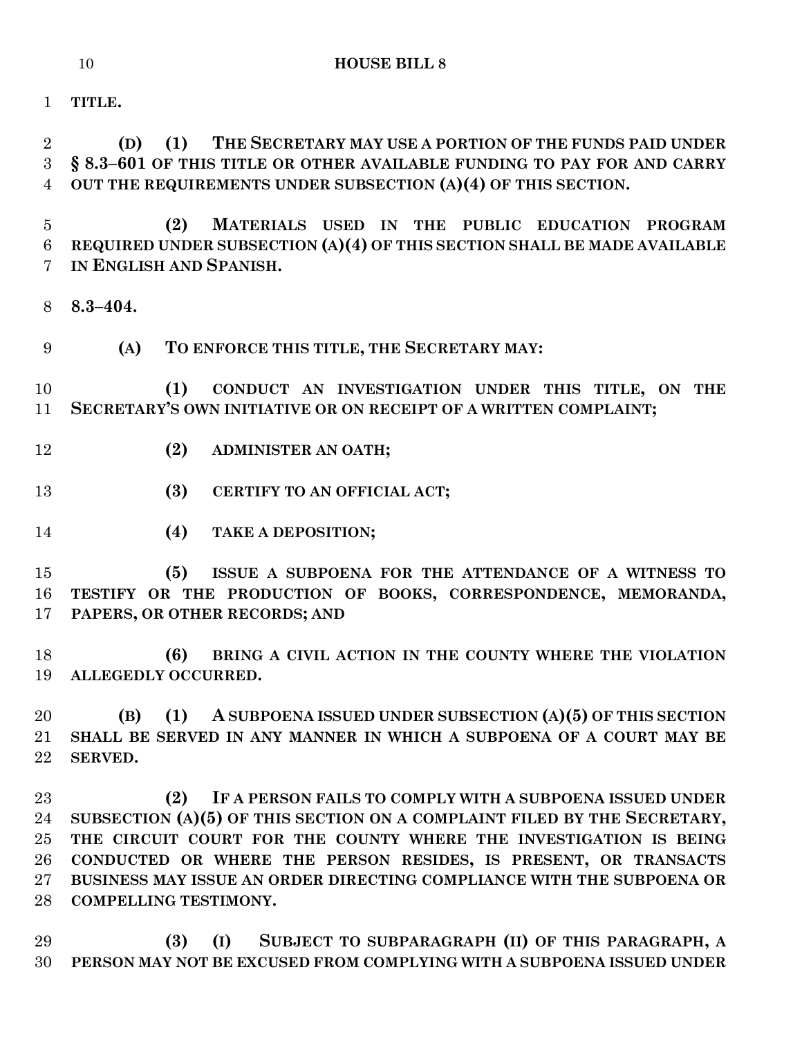**TITLE.**

**(D) (1) THE SECRETARY MAY USE A PORTION OF THE FUNDS PAID UNDER § 8.3–601 OF THIS TITLE OR OTHER AVAILABLE FUNDING TO PAY FOR AND CARRY OUT THE REQUIREMENTS UNDER SUBSECTION (A)(4) OF THIS SECTION.**

**(2) MATERIALS USED IN THE PUBLIC EDUCATION PROGRAM REQUIRED UNDER SUBSECTION (A)(4) OF THIS SECTION SHALL BE MADE AVAILABLE IN ENGLISH AND SPANISH.**

**8.3–404.**

**(A) TO ENFORCE THIS TITLE, THE SECRETARY MAY:**

**(1) CONDUCT AN INVESTIGATION UNDER THIS TITLE, ON THE SECRETARY'S OWN INITIATIVE OR ON RECEIPT OF A WRITTEN COMPLAINT;**

**(2) ADMINISTER AN OATH;**

**(3) CERTIFY TO AN OFFICIAL ACT;**

**(4) TAKE A DEPOSITION;**

**(5) ISSUE A SUBPOENA FOR THE ATTENDANCE OF A WITNESS TO TESTIFY OR THE PRODUCTION OF BOOKS, CORRESPONDENCE, MEMORANDA, PAPERS, OR OTHER RECORDS; AND**

**(6) BRING A CIVIL ACTION IN THE COUNTY WHERE THE VIOLATION ALLEGEDLY OCCURRED.**

**(B) (1) A SUBPOENA ISSUED UNDER SUBSECTION (A)(5) OF THIS SECTION SHALL BE SERVED IN ANY MANNER IN WHICH A SUBPOENA OF A COURT MAY BE SERVED.**

**(2) IF A PERSON FAILS TO COMPLY WITH A SUBPOENA ISSUED UNDER SUBSECTION (A)(5) OF THIS SECTION ON A COMPLAINT FILED BY THE SECRETARY, THE CIRCUIT COURT FOR THE COUNTY WHERE THE INVESTIGATION IS BEING CONDUCTED OR WHERE THE PERSON RESIDES, IS PRESENT, OR TRANSACTS BUSINESS MAY ISSUE AN ORDER DIRECTING COMPLIANCE WITH THE SUBPOENA OR COMPELLING TESTIMONY.**

**(3) (I) SUBJECT TO SUBPARAGRAPH (II) OF THIS PARAGRAPH, A PERSON MAY NOT BE EXCUSED FROM COMPLYING WITH A SUBPOENA ISSUED UNDER**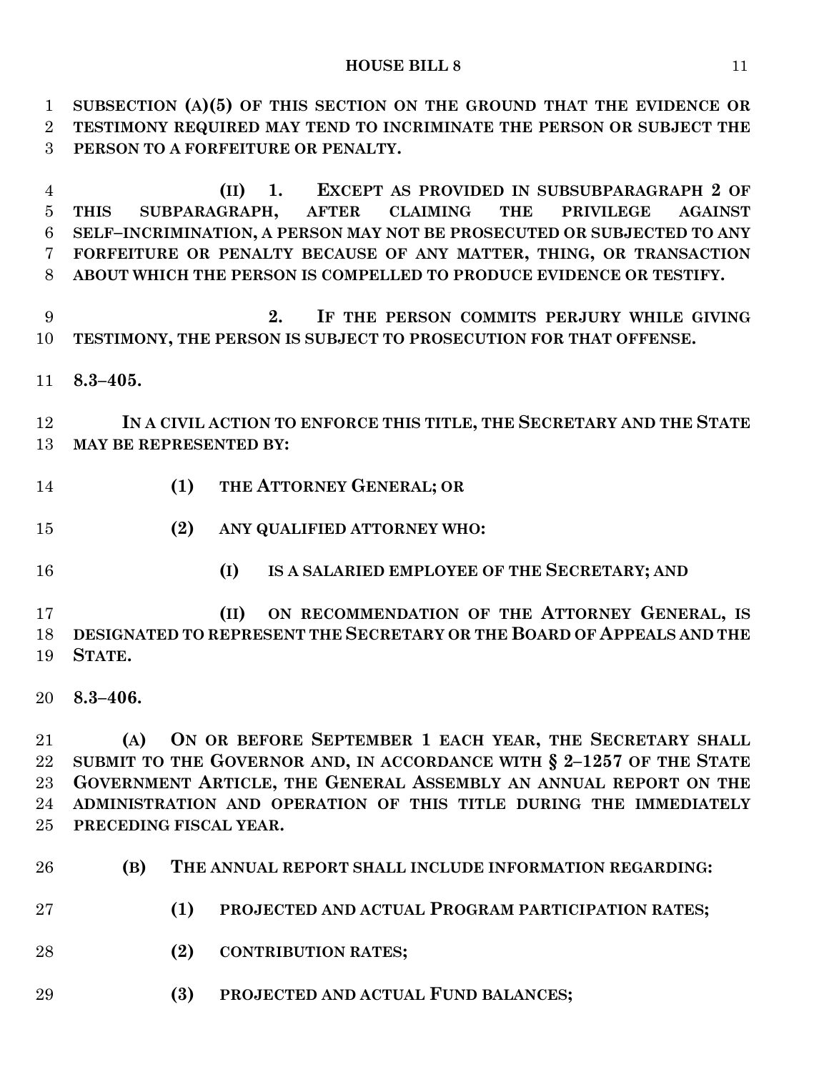**SUBSECTION (A)(5) OF THIS SECTION ON THE GROUND THAT THE EVIDENCE OR TESTIMONY REQUIRED MAY TEND TO INCRIMINATE THE PERSON OR SUBJECT THE PERSON TO A FORFEITURE OR PENALTY.**

**(II) 1. EXCEPT AS PROVIDED IN SUBSUBPARAGRAPH 2 OF THIS SUBPARAGRAPH, AFTER CLAIMING THE PRIVILEGE AGAINST SELF–INCRIMINATION, A PERSON MAY NOT BE PROSECUTED OR SUBJECTED TO ANY FORFEITURE OR PENALTY BECAUSE OF ANY MATTER, THING, OR TRANSACTION ABOUT WHICH THE PERSON IS COMPELLED TO PRODUCE EVIDENCE OR TESTIFY.**

**2. IF THE PERSON COMMITS PERJURY WHILE GIVING TESTIMONY, THE PERSON IS SUBJECT TO PROSECUTION FOR THAT OFFENSE.**

**8.3–405.**

**IN A CIVIL ACTION TO ENFORCE THIS TITLE, THE SECRETARY AND THE STATE MAY BE REPRESENTED BY:**

**(1) THE ATTORNEY GENERAL; OR**

**(2) ANY QUALIFIED ATTORNEY WHO:**

**(I) IS A SALARIED EMPLOYEE OF THE SECRETARY; AND**

**(II) ON RECOMMENDATION OF THE ATTORNEY GENERAL, IS DESIGNATED TO REPRESENT THE SECRETARY OR THE BOARD OF APPEALS AND THE STATE.**

**8.3–406.**

**(A) ON OR BEFORE SEPTEMBER 1 EACH YEAR, THE SECRETARY SHALL SUBMIT TO THE GOVERNOR AND, IN ACCORDANCE WITH § 2–1257 OF THE STATE GOVERNMENT ARTICLE, THE GENERAL ASSEMBLY AN ANNUAL REPORT ON THE ADMINISTRATION AND OPERATION OF THIS TITLE DURING THE IMMEDIATELY PRECEDING FISCAL YEAR.**

**(B) THE ANNUAL REPORT SHALL INCLUDE INFORMATION REGARDING:**

**(1) PROJECTED AND ACTUAL PROGRAM PARTICIPATION RATES;**

**(2) CONTRIBUTION RATES;**

**(3) PROJECTED AND ACTUAL FUND BALANCES;**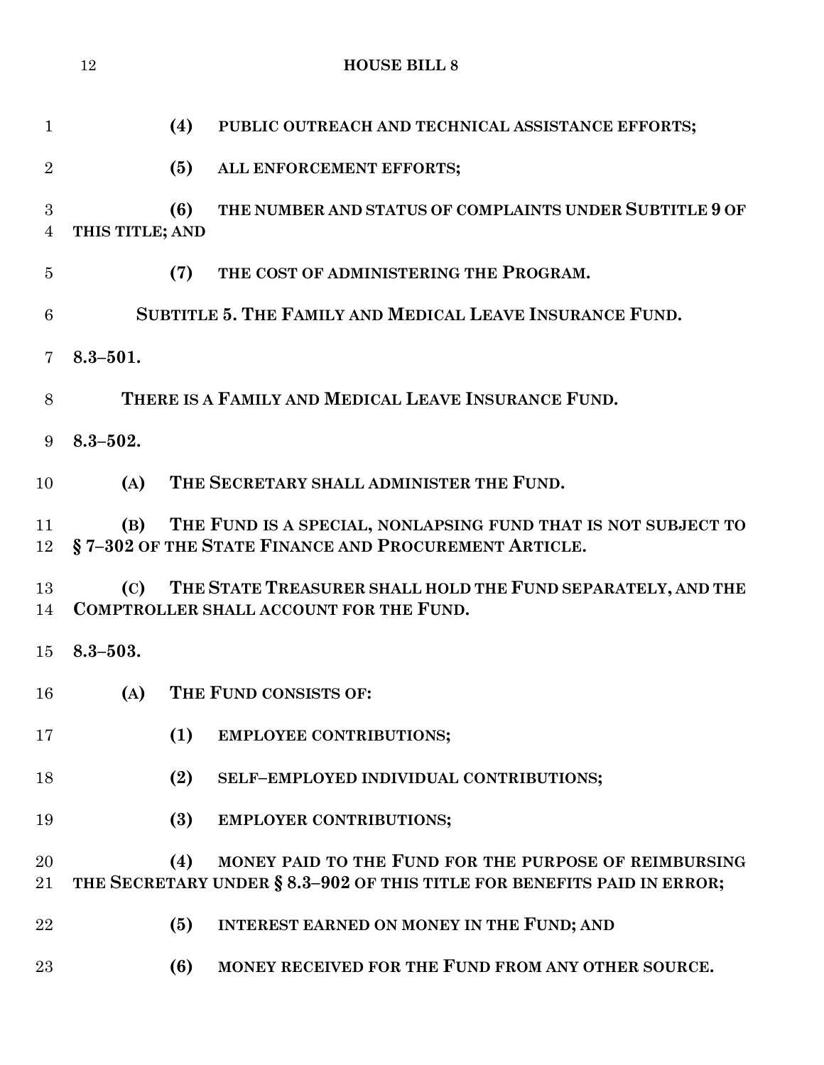**(4) PUBLIC OUTREACH AND TECHNICAL ASSISTANCE EFFORTS;**

**(5) ALL ENFORCEMENT EFFORTS;**

**(6) THE NUMBER AND STATUS OF COMPLAINTS UNDER SUBTITLE 9 OF THIS TITLE; AND**

**(7) THE COST OF ADMINISTERING THE PROGRAM.**

**SUBTITLE 5. THE FAMILY AND MEDICAL LEAVE INSURANCE FUND.**

**8.3–501.**

**THERE IS A FAMILY AND MEDICAL LEAVE INSURANCE FUND.**

**8.3–502.**

**(A) THE SECRETARY SHALL ADMINISTER THE FUND.**

**(B) THE FUND IS A SPECIAL, NONLAPSING FUND THAT IS NOT SUBJECT TO § 7–302 OF THE STATE FINANCE AND PROCUREMENT ARTICLE.**

**(C) THE STATE TREASURER SHALL HOLD THE FUND SEPARATELY, AND THE COMPTROLLER SHALL ACCOUNT FOR THE FUND.**

**8.3–503.**

**(A) THE FUND CONSISTS OF:**

**(1) EMPLOYEE CONTRIBUTIONS;**

**(2) SELF–EMPLOYED INDIVIDUAL CONTRIBUTIONS;**

**(3) EMPLOYER CONTRIBUTIONS;**

**(4) MONEY PAID TO THE FUND FOR THE PURPOSE OF REIMBURSING THE SECRETARY UNDER § 8.3–902 OF THIS TITLE FOR BENEFITS PAID IN ERROR;**

**(5) INTEREST EARNED ON MONEY IN THE FUND; AND**

**(6) MONEY RECEIVED FOR THE FUND FROM ANY OTHER SOURCE.**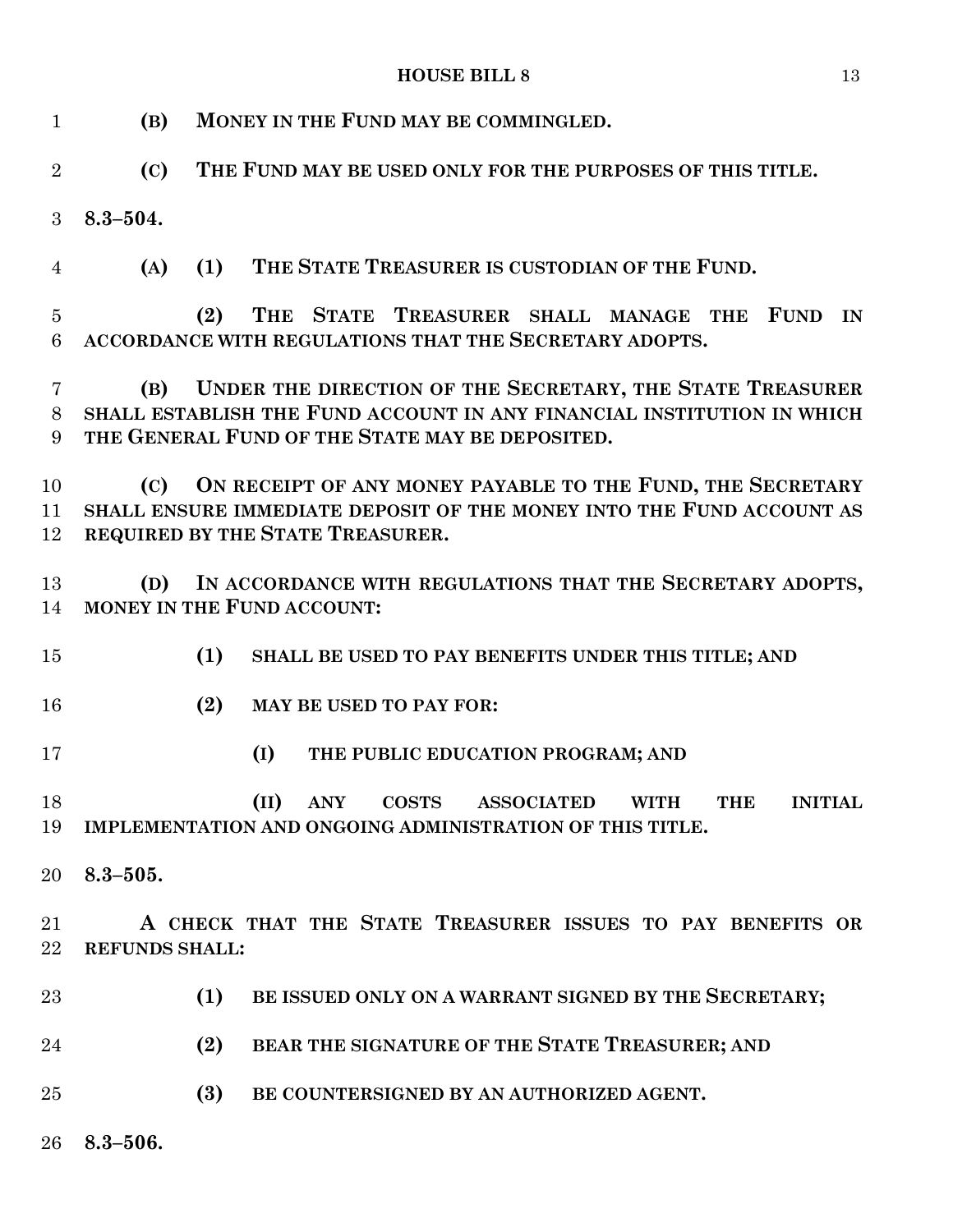**(B) MONEY IN THE FUND MAY BE COMMINGLED.**

**(C) THE FUND MAY BE USED ONLY FOR THE PURPOSES OF THIS TITLE.**

**8.3–504.**

**(A) (1) THE STATE TREASURER IS CUSTODIAN OF THE FUND.**

**(2) THE STATE TREASURER SHALL MANAGE THE FUND IN ACCORDANCE WITH REGULATIONS THAT THE SECRETARY ADOPTS.**

**(B) UNDER THE DIRECTION OF THE SECRETARY, THE STATE TREASURER SHALL ESTABLISH THE FUND ACCOUNT IN ANY FINANCIAL INSTITUTION IN WHICH THE GENERAL FUND OF THE STATE MAY BE DEPOSITED.**

**(C) ON RECEIPT OF ANY MONEY PAYABLE TO THE FUND, THE SECRETARY SHALL ENSURE IMMEDIATE DEPOSIT OF THE MONEY INTO THE FUND ACCOUNT AS REQUIRED BY THE STATE TREASURER.**

**(D) IN ACCORDANCE WITH REGULATIONS THAT THE SECRETARY ADOPTS, MONEY IN THE FUND ACCOUNT:**

**(1) SHALL BE USED TO PAY BENEFITS UNDER THIS TITLE; AND**

**(2) MAY BE USED TO PAY FOR:**

**(I) THE PUBLIC EDUCATION PROGRAM; AND**

**(II) ANY COSTS ASSOCIATED WITH THE INITIAL IMPLEMENTATION AND ONGOING ADMINISTRATION OF THIS TITLE.**

**8.3–505.**

**A CHECK THAT THE STATE TREASURER ISSUES TO PAY BENEFITS OR REFUNDS SHALL:**

**(1) BE ISSUED ONLY ON A WARRANT SIGNED BY THE SECRETARY;**

**(2) BEAR THE SIGNATURE OF THE STATE TREASURER; AND**

**(3) BE COUNTERSIGNED BY AN AUTHORIZED AGENT.**

**8.3–506.**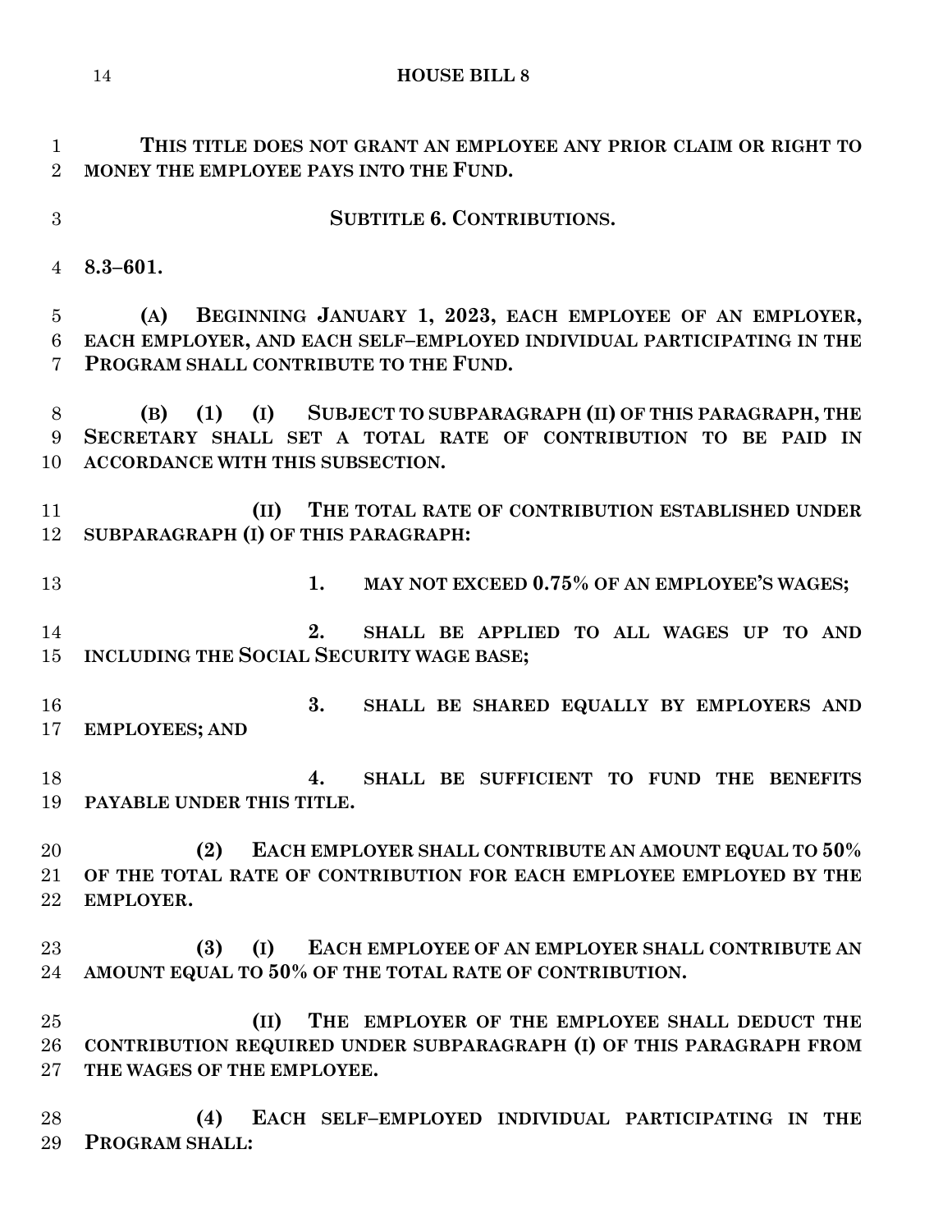**THIS TITLE DOES NOT GRANT AN EMPLOYEE ANY PRIOR CLAIM OR RIGHT TO MONEY THE EMPLOYEE PAYS INTO THE FUND.**

**SUBTITLE 6. CONTRIBUTIONS.**

**8.3–601.**

**(A) BEGINNING JANUARY 1, 2023, EACH EMPLOYEE OF AN EMPLOYER, EACH EMPLOYER, AND EACH SELF–EMPLOYED INDIVIDUAL PARTICIPATING IN THE PROGRAM SHALL CONTRIBUTE TO THE FUND.**

**(B) (1) (I) SUBJECT TO SUBPARAGRAPH (II) OF THIS PARAGRAPH, THE SECRETARY SHALL SET A TOTAL RATE OF CONTRIBUTION TO BE PAID IN ACCORDANCE WITH THIS SUBSECTION.**

**(II) THE TOTAL RATE OF CONTRIBUTION ESTABLISHED UNDER SUBPARAGRAPH (I) OF THIS PARAGRAPH:**

**1. MAY NOT EXCEED 0.75% OF AN EMPLOYEE'S WAGES;**

**2. SHALL BE APPLIED TO ALL WAGES UP TO AND INCLUDING THE SOCIAL SECURITY WAGE BASE;**

**3. SHALL BE SHARED EQUALLY BY EMPLOYERS AND EMPLOYEES; AND**

**4. SHALL BE SUFFICIENT TO FUND THE BENEFITS PAYABLE UNDER THIS TITLE.**

**(2) EACH EMPLOYER SHALL CONTRIBUTE AN AMOUNT EQUAL TO 50% OF THE TOTAL RATE OF CONTRIBUTION FOR EACH EMPLOYEE EMPLOYED BY THE EMPLOYER.**

**(3) (I) EACH EMPLOYEE OF AN EMPLOYER SHALL CONTRIBUTE AN AMOUNT EQUAL TO 50% OF THE TOTAL RATE OF CONTRIBUTION.**

**(II) THE EMPLOYER OF THE EMPLOYEE SHALL DEDUCT THE CONTRIBUTION REQUIRED UNDER SUBPARAGRAPH (I) OF THIS PARAGRAPH FROM THE WAGES OF THE EMPLOYEE.**

**(4) EACH SELF–EMPLOYED INDIVIDUAL PARTICIPATING IN THE PROGRAM SHALL:**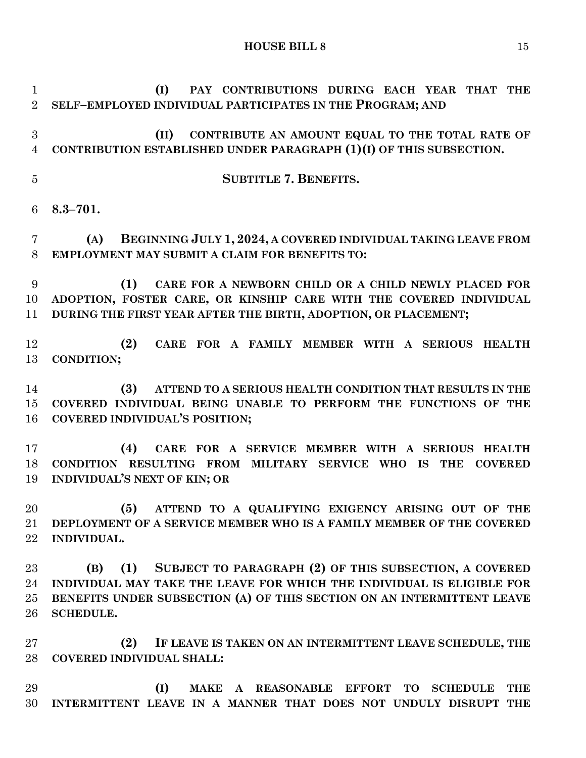**(I) PAY CONTRIBUTIONS DURING EACH YEAR THAT THE SELF–EMPLOYED INDIVIDUAL PARTICIPATES IN THE PROGRAM; AND**

**(II) CONTRIBUTE AN AMOUNT EQUAL TO THE TOTAL RATE OF CONTRIBUTION ESTABLISHED UNDER PARAGRAPH (1)(I) OF THIS SUBSECTION.**

**SUBTITLE 7. BENEFITS.**

**8.3–701.**

**(A) BEGINNING JULY 1, 2024, A COVERED INDIVIDUAL TAKING LEAVE FROM EMPLOYMENT MAY SUBMIT A CLAIM FOR BENEFITS TO:**

**(1) CARE FOR A NEWBORN CHILD OR A CHILD NEWLY PLACED FOR ADOPTION, FOSTER CARE, OR KINSHIP CARE WITH THE COVERED INDIVIDUAL DURING THE FIRST YEAR AFTER THE BIRTH, ADOPTION, OR PLACEMENT;**

**(2) CARE FOR A FAMILY MEMBER WITH A SERIOUS HEALTH CONDITION;**

**(3) ATTEND TO A SERIOUS HEALTH CONDITION THAT RESULTS IN THE COVERED INDIVIDUAL BEING UNABLE TO PERFORM THE FUNCTIONS OF THE COVERED INDIVIDUAL'S POSITION;**

**(4) CARE FOR A SERVICE MEMBER WITH A SERIOUS HEALTH CONDITION RESULTING FROM MILITARY SERVICE WHO IS THE COVERED INDIVIDUAL'S NEXT OF KIN; OR**

**(5) ATTEND TO A QUALIFYING EXIGENCY ARISING OUT OF THE DEPLOYMENT OF A SERVICE MEMBER WHO IS A FAMILY MEMBER OF THE COVERED INDIVIDUAL.**

**(B) (1) SUBJECT TO PARAGRAPH (2) OF THIS SUBSECTION, A COVERED INDIVIDUAL MAY TAKE THE LEAVE FOR WHICH THE INDIVIDUAL IS ELIGIBLE FOR BENEFITS UNDER SUBSECTION (A) OF THIS SECTION ON AN INTERMITTENT LEAVE SCHEDULE.**

**(2) IF LEAVE IS TAKEN ON AN INTERMITTENT LEAVE SCHEDULE, THE COVERED INDIVIDUAL SHALL:**

**(I) MAKE A REASONABLE EFFORT TO SCHEDULE THE INTERMITTENT LEAVE IN A MANNER THAT DOES NOT UNDULY DISRUPT THE**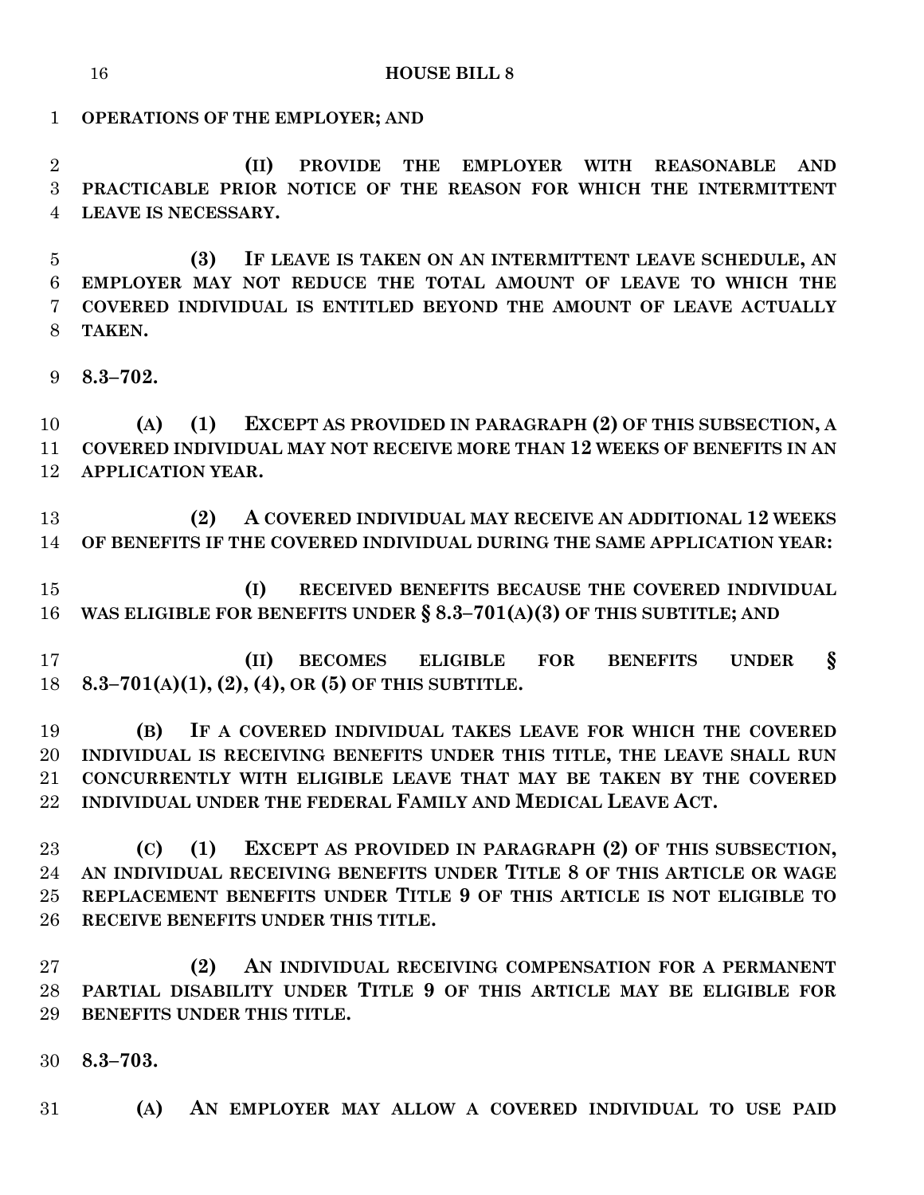**OPERATIONS OF THE EMPLOYER; AND**

**(II) PROVIDE THE EMPLOYER WITH REASONABLE AND PRACTICABLE PRIOR NOTICE OF THE REASON FOR WHICH THE INTERMITTENT LEAVE IS NECESSARY.**

**(3) IF LEAVE IS TAKEN ON AN INTERMITTENT LEAVE SCHEDULE, AN EMPLOYER MAY NOT REDUCE THE TOTAL AMOUNT OF LEAVE TO WHICH THE COVERED INDIVIDUAL IS ENTITLED BEYOND THE AMOUNT OF LEAVE ACTUALLY TAKEN.**

**8.3–702.**

**(A) (1) EXCEPT AS PROVIDED IN PARAGRAPH (2) OF THIS SUBSECTION, A COVERED INDIVIDUAL MAY NOT RECEIVE MORE THAN 12 WEEKS OF BENEFITS IN AN APPLICATION YEAR.**

**(2) A COVERED INDIVIDUAL MAY RECEIVE AN ADDITIONAL 12 WEEKS OF BENEFITS IF THE COVERED INDIVIDUAL DURING THE SAME APPLICATION YEAR:**

**(I) RECEIVED BENEFITS BECAUSE THE COVERED INDIVIDUAL WAS ELIGIBLE FOR BENEFITS UNDER § 8.3–701(A)(3) OF THIS SUBTITLE; AND**

**(II) BECOMES ELIGIBLE FOR BENEFITS UNDER § 8.3–701(A)(1), (2), (4), OR (5) OF THIS SUBTITLE.**

**(B) IF A COVERED INDIVIDUAL TAKES LEAVE FOR WHICH THE COVERED INDIVIDUAL IS RECEIVING BENEFITS UNDER THIS TITLE, THE LEAVE SHALL RUN CONCURRENTLY WITH ELIGIBLE LEAVE THAT MAY BE TAKEN BY THE COVERED INDIVIDUAL UNDER THE FEDERAL FAMILY AND MEDICAL LEAVE ACT.**

**(C) (1) EXCEPT AS PROVIDED IN PARAGRAPH (2) OF THIS SUBSECTION, AN INDIVIDUAL RECEIVING BENEFITS UNDER TITLE 8 OF THIS ARTICLE OR WAGE REPLACEMENT BENEFITS UNDER TITLE 9 OF THIS ARTICLE IS NOT ELIGIBLE TO RECEIVE BENEFITS UNDER THIS TITLE.**

**(2) AN INDIVIDUAL RECEIVING COMPENSATION FOR A PERMANENT PARTIAL DISABILITY UNDER TITLE 9 OF THIS ARTICLE MAY BE ELIGIBLE FOR BENEFITS UNDER THIS TITLE.**

**8.3–703.**

**(A) AN EMPLOYER MAY ALLOW A COVERED INDIVIDUAL TO USE PAID**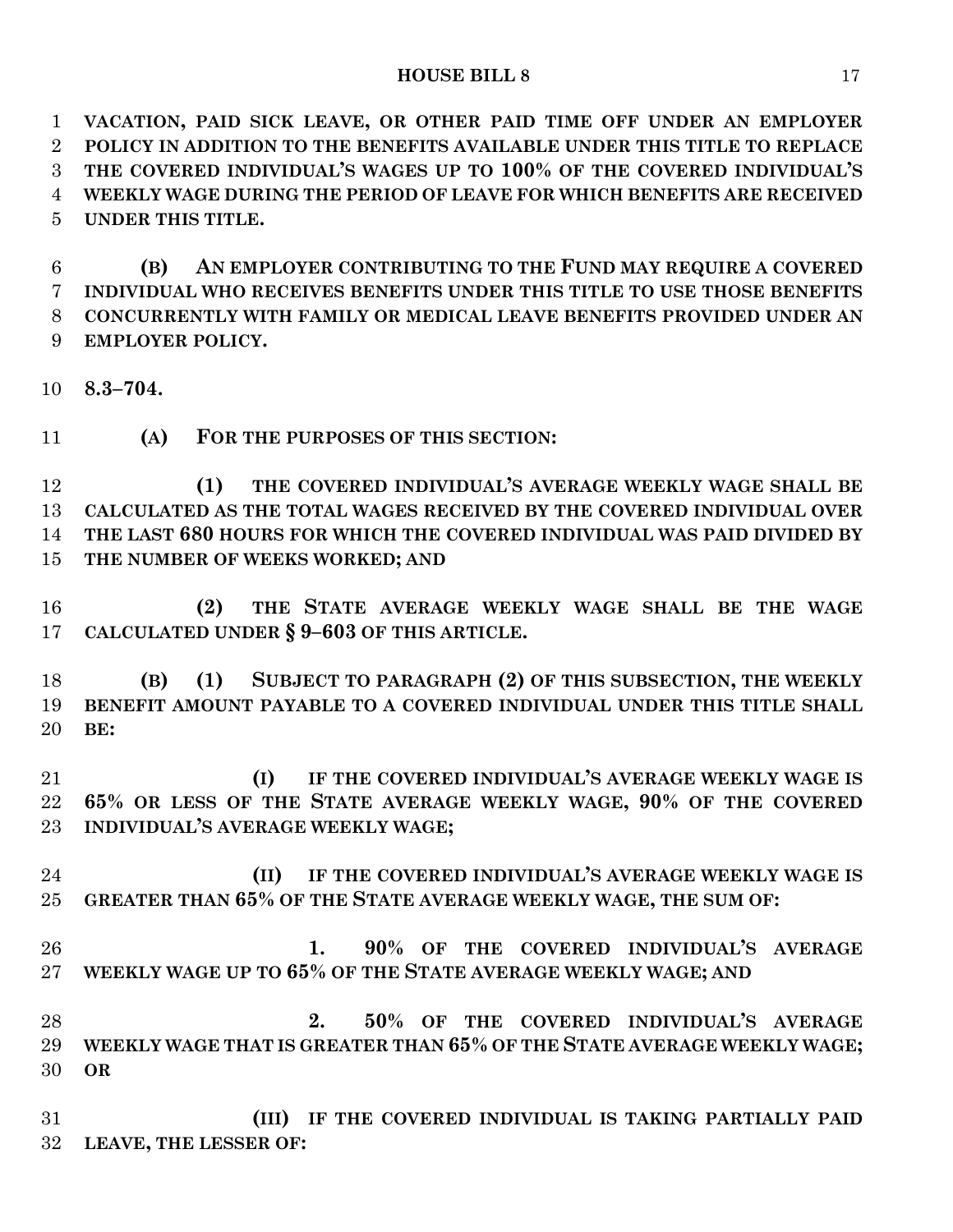**VACATION, PAID SICK LEAVE, OR OTHER PAID TIME OFF UNDER AN EMPLOYER POLICY IN ADDITION TO THE BENEFITS AVAILABLE UNDER THIS TITLE TO REPLACE THE COVERED INDIVIDUAL'S WAGES UP TO 100% OF THE COVERED INDIVIDUAL'S WEEKLY WAGE DURING THE PERIOD OF LEAVE FOR WHICH BENEFITS ARE RECEIVED UNDER THIS TITLE.**

**(B) AN EMPLOYER CONTRIBUTING TO THE FUND MAY REQUIRE A COVERED INDIVIDUAL WHO RECEIVES BENEFITS UNDER THIS TITLE TO USE THOSE BENEFITS CONCURRENTLY WITH FAMILY OR MEDICAL LEAVE BENEFITS PROVIDED UNDER AN EMPLOYER POLICY.**

**8.3–704.**

**(A) FOR THE PURPOSES OF THIS SECTION:**

**(1) THE COVERED INDIVIDUAL'S AVERAGE WEEKLY WAGE SHALL BE CALCULATED AS THE TOTAL WAGES RECEIVED BY THE COVERED INDIVIDUAL OVER THE LAST 680 HOURS FOR WHICH THE COVERED INDIVIDUAL WAS PAID DIVIDED BY THE NUMBER OF WEEKS WORKED; AND**

**(2) THE STATE AVERAGE WEEKLY WAGE SHALL BE THE WAGE CALCULATED UNDER § 9–603 OF THIS ARTICLE.**

**(B) (1) SUBJECT TO PARAGRAPH (2) OF THIS SUBSECTION, THE WEEKLY BENEFIT AMOUNT PAYABLE TO A COVERED INDIVIDUAL UNDER THIS TITLE SHALL BE:**

**(I) IF THE COVERED INDIVIDUAL'S AVERAGE WEEKLY WAGE IS 65% OR LESS OF THE STATE AVERAGE WEEKLY WAGE, 90% OF THE COVERED INDIVIDUAL'S AVERAGE WEEKLY WAGE;**

**(II) IF THE COVERED INDIVIDUAL'S AVERAGE WEEKLY WAGE IS GREATER THAN 65% OF THE STATE AVERAGE WEEKLY WAGE, THE SUM OF:**

**1. 90% OF THE COVERED INDIVIDUAL'S AVERAGE WEEKLY WAGE UP TO 65% OF THE STATE AVERAGE WEEKLY WAGE; AND**

**2. 50% OF THE COVERED INDIVIDUAL'S AVERAGE WEEKLY WAGE THAT IS GREATER THAN 65% OF THE STATE AVERAGE WEEKLY WAGE; OR**

**(III) IF THE COVERED INDIVIDUAL IS TAKING PARTIALLY PAID LEAVE, THE LESSER OF:**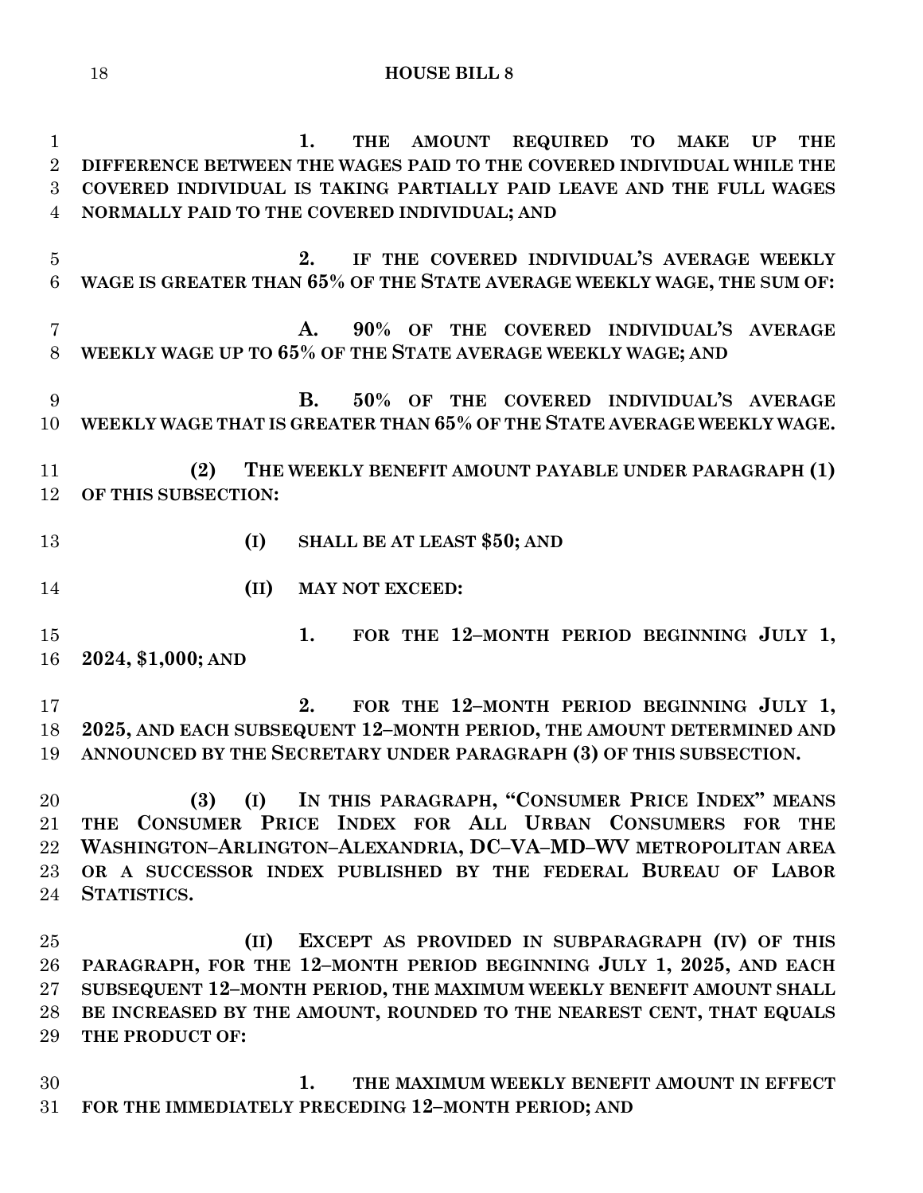1. THE AMOUNT REQUIRED TO MAKE UP THE DIFFERENCE BETWEEN THE WAGES PAID TO THE COVERED INDIVIDUAL WHILE THE COVERED INDIVIDUAL IS TAKING PARTIALLY PAID LEAVE AND THE FULL WAGES NORMALLY PAID TO THE COVERED INDIVIDUAL; AND

2. IF THE COVERED INDIVIDUAL'S AVERAGE WEEKLY WAGE IS GREATER THAN 65% OF THE STATE AVERAGE WEEKLY WAGE, THE SUM OF:

A. 90% OF THE COVERED INDIVIDUAL'S AVERAGE WEEKLY WAGE UP TO 65% OF THE STATE AVERAGE WEEKLY WAGE; AND

B. 50% OF THE COVERED INDIVIDUAL'S AVERAGE WEEKLY WAGE THAT IS GREATER THAN 65% OF THE STATE AVERAGE WEEKLY WAGE.

(2) THE WEEKLY BENEFIT AMOUNT PAYABLE UNDER PARAGRAPH (1) OF THIS SUBSECTION:

(I) SHALL BE AT LEAST $50; AND

(II) MAY NOT EXCEED:

1. FOR THE 12–MONTH PERIOD BEGINNING JULY 1, 2024, $1,000; AND

2. FOR THE 12–MONTH PERIOD BEGINNING JULY 1, 2025, AND EACH SUBSEQUENT 12–MONTH PERIOD, THE AMOUNT DETERMINED AND ANNOUNCED BY THE SECRETARY UNDER PARAGRAPH (3) OF THIS SUBSECTION.

(3) (I) IN THIS PARAGRAPH, "CONSUMER PRICE INDEX" MEANS THE CONSUMER PRICE INDEX FOR ALL URBAN CONSUMERS FOR THE WASHINGTON–ARLINGTON–ALEXANDRIA, DC–VA–MD–WV METROPOLITAN AREA OR A SUCCESSOR INDEX PUBLISHED BY THE FEDERAL BUREAU OF LABOR STATISTICS.

(II) EXCEPT AS PROVIDED IN SUBPARAGRAPH (IV) OF THIS PARAGRAPH, FOR THE 12–MONTH PERIOD BEGINNING JULY 1, 2025, AND EACH SUBSEQUENT 12–MONTH PERIOD, THE MAXIMUM WEEKLY BENEFIT AMOUNT SHALL BE INCREASED BY THE AMOUNT, ROUNDED TO THE NEAREST CENT, THAT EQUALS THE PRODUCT OF:

1. THE MAXIMUM WEEKLY BENEFIT AMOUNT IN EFFECT FOR THE IMMEDIATELY PRECEDING 12–MONTH PERIOD; AND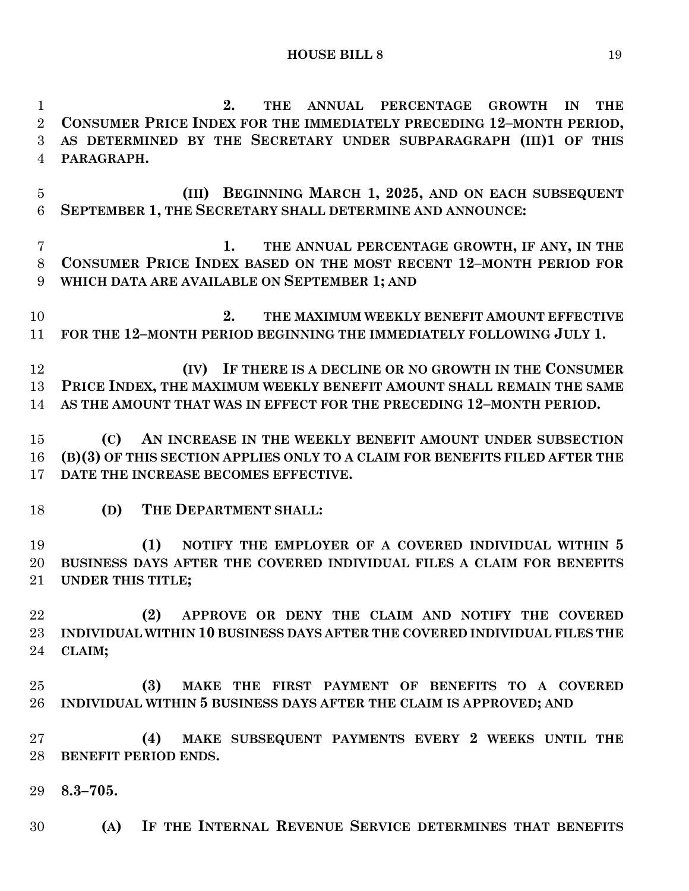2. THE ANNUAL PERCENTAGE GROWTH IN THE CONSUMER PRICE INDEX FOR THE IMMEDIATELY PRECEDING 12–MONTH PERIOD, AS DETERMINED BY THE SECRETARY UNDER SUBPARAGRAPH (III)1 OF THIS PARAGRAPH.

(III) BEGINNING MARCH 1, 2025, AND ON EACH SUBSEQUENT SEPTEMBER 1, THE SECRETARY SHALL DETERMINE AND ANNOUNCE:

1. THE ANNUAL PERCENTAGE GROWTH, IF ANY, IN THE CONSUMER PRICE INDEX BASED ON THE MOST RECENT 12–MONTH PERIOD FOR WHICH DATA ARE AVAILABLE ON SEPTEMBER 1; AND

2. THE MAXIMUM WEEKLY BENEFIT AMOUNT EFFECTIVE FOR THE 12–MONTH PERIOD BEGINNING THE IMMEDIATELY FOLLOWING JULY 1.

(IV) IF THERE IS A DECLINE OR NO GROWTH IN THE CONSUMER PRICE INDEX, THE MAXIMUM WEEKLY BENEFIT AMOUNT SHALL REMAIN THE SAME AS THE AMOUNT THAT WAS IN EFFECT FOR THE PRECEDING 12–MONTH PERIOD.

(C) AN INCREASE IN THE WEEKLY BENEFIT AMOUNT UNDER SUBSECTION (B)(3) OF THIS SECTION APPLIES ONLY TO A CLAIM FOR BENEFITS FILED AFTER THE DATE THE INCREASE BECOMES EFFECTIVE.

(D) THE DEPARTMENT SHALL:

(1) NOTIFY THE EMPLOYER OF A COVERED INDIVIDUAL WITHIN 5 BUSINESS DAYS AFTER THE COVERED INDIVIDUAL FILES A CLAIM FOR BENEFITS UNDER THIS TITLE;

(2) APPROVE OR DENY THE CLAIM AND NOTIFY THE COVERED INDIVIDUAL WITHIN 10 BUSINESS DAYS AFTER THE COVERED INDIVIDUAL FILES THE CLAIM;

(3) MAKE THE FIRST PAYMENT OF BENEFITS TO A COVERED INDIVIDUAL WITHIN 5 BUSINESS DAYS AFTER THE CLAIM IS APPROVED; AND

(4) MAKE SUBSEQUENT PAYMENTS EVERY 2 WEEKS UNTIL THE BENEFIT PERIOD ENDS.

**8.3–705.**

(A) IF THE INTERNAL REVENUE SERVICE DETERMINES THAT BENEFITS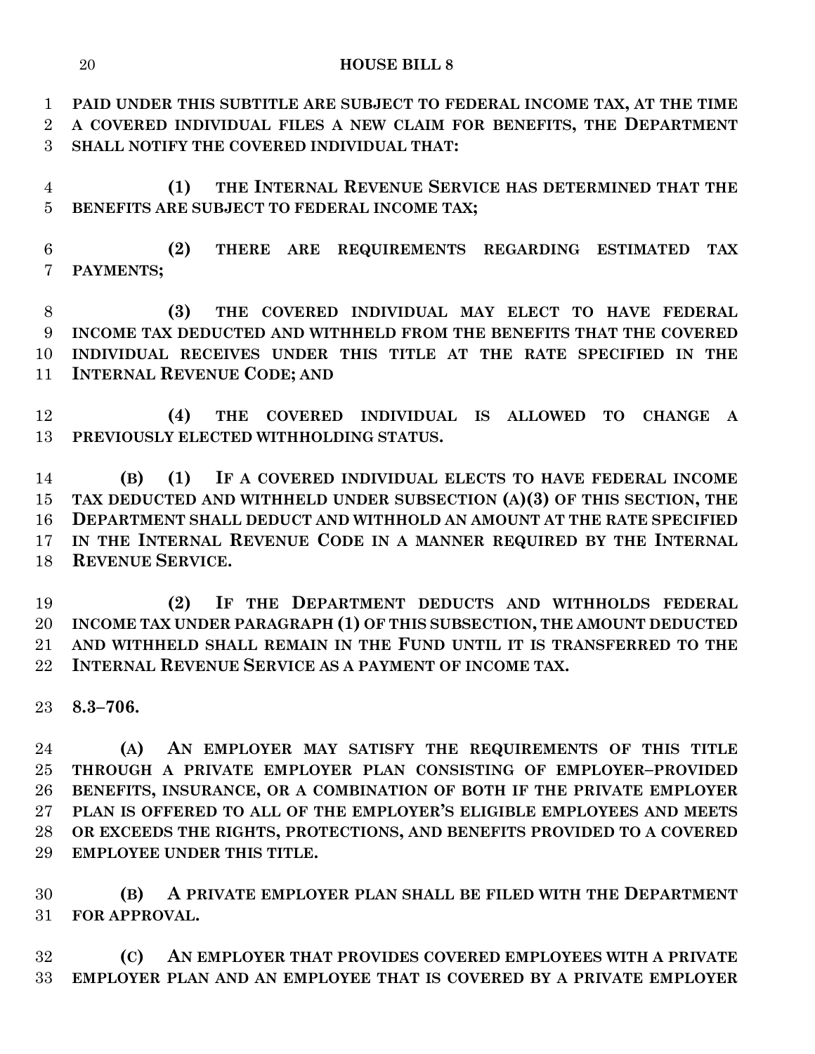**PAID UNDER THIS SUBTITLE ARE SUBJECT TO FEDERAL INCOME TAX, AT THE TIME A COVERED INDIVIDUAL FILES A NEW CLAIM FOR BENEFITS, THE DEPARTMENT SHALL NOTIFY THE COVERED INDIVIDUAL THAT:**

**(1) THE INTERNAL REVENUE SERVICE HAS DETERMINED THAT THE BENEFITS ARE SUBJECT TO FEDERAL INCOME TAX;**

**(2) THERE ARE REQUIREMENTS REGARDING ESTIMATED TAX PAYMENTS;**

**(3) THE COVERED INDIVIDUAL MAY ELECT TO HAVE FEDERAL INCOME TAX DEDUCTED AND WITHHELD FROM THE BENEFITS THAT THE COVERED INDIVIDUAL RECEIVES UNDER THIS TITLE AT THE RATE SPECIFIED IN THE INTERNAL REVENUE CODE; AND**

**(4) THE COVERED INDIVIDUAL IS ALLOWED TO CHANGE A PREVIOUSLY ELECTED WITHHOLDING STATUS.**

**(B) (1) IF A COVERED INDIVIDUAL ELECTS TO HAVE FEDERAL INCOME TAX DEDUCTED AND WITHHELD UNDER SUBSECTION (A)(3) OF THIS SECTION, THE DEPARTMENT SHALL DEDUCT AND WITHHOLD AN AMOUNT AT THE RATE SPECIFIED IN THE INTERNAL REVENUE CODE IN A MANNER REQUIRED BY THE INTERNAL REVENUE SERVICE.**

**(2) IF THE DEPARTMENT DEDUCTS AND WITHHOLDS FEDERAL INCOME TAX UNDER PARAGRAPH (1) OF THIS SUBSECTION, THE AMOUNT DEDUCTED AND WITHHELD SHALL REMAIN IN THE FUND UNTIL IT IS TRANSFERRED TO THE INTERNAL REVENUE SERVICE AS A PAYMENT OF INCOME TAX.**

**8.3–706.**

**(A) AN EMPLOYER MAY SATISFY THE REQUIREMENTS OF THIS TITLE THROUGH A PRIVATE EMPLOYER PLAN CONSISTING OF EMPLOYER–PROVIDED BENEFITS, INSURANCE, OR A COMBINATION OF BOTH IF THE PRIVATE EMPLOYER PLAN IS OFFERED TO ALL OF THE EMPLOYER'S ELIGIBLE EMPLOYEES AND MEETS OR EXCEEDS THE RIGHTS, PROTECTIONS, AND BENEFITS PROVIDED TO A COVERED EMPLOYEE UNDER THIS TITLE.**

**(B) A PRIVATE EMPLOYER PLAN SHALL BE FILED WITH THE DEPARTMENT FOR APPROVAL.**

**(C) AN EMPLOYER THAT PROVIDES COVERED EMPLOYEES WITH A PRIVATE EMPLOYER PLAN AND AN EMPLOYEE THAT IS COVERED BY A PRIVATE EMPLOYER**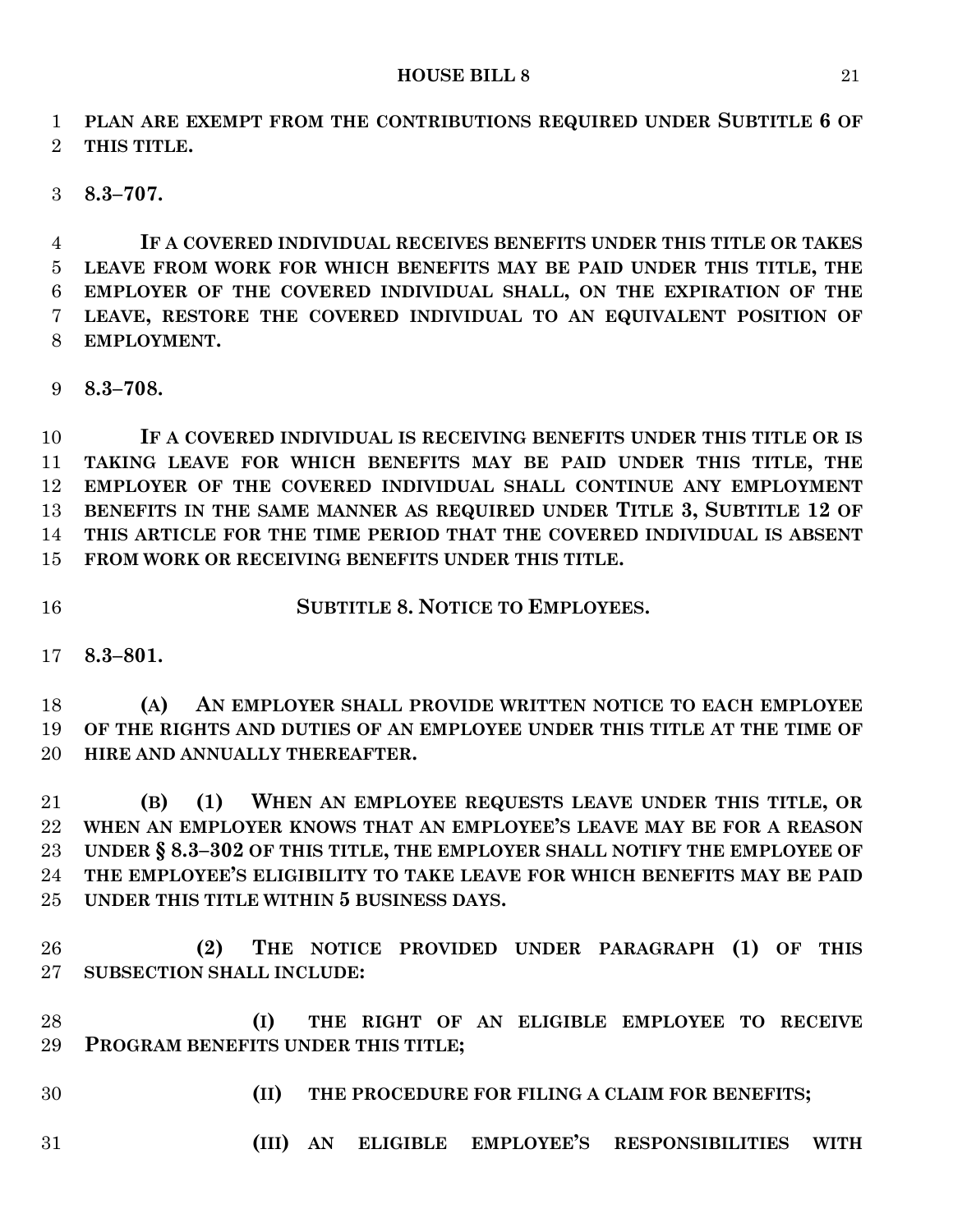**PLAN ARE EXEMPT FROM THE CONTRIBUTIONS REQUIRED UNDER SUBTITLE 6 OF THIS TITLE.**

**8.3–707.**

**IF A COVERED INDIVIDUAL RECEIVES BENEFITS UNDER THIS TITLE OR TAKES LEAVE FROM WORK FOR WHICH BENEFITS MAY BE PAID UNDER THIS TITLE, THE EMPLOYER OF THE COVERED INDIVIDUAL SHALL, ON THE EXPIRATION OF THE LEAVE, RESTORE THE COVERED INDIVIDUAL TO AN EQUIVALENT POSITION OF EMPLOYMENT.**

**8.3–708.**

**IF A COVERED INDIVIDUAL IS RECEIVING BENEFITS UNDER THIS TITLE OR IS TAKING LEAVE FOR WHICH BENEFITS MAY BE PAID UNDER THIS TITLE, THE EMPLOYER OF THE COVERED INDIVIDUAL SHALL CONTINUE ANY EMPLOYMENT BENEFITS IN THE SAME MANNER AS REQUIRED UNDER TITLE 3, SUBTITLE 12 OF THIS ARTICLE FOR THE TIME PERIOD THAT THE COVERED INDIVIDUAL IS ABSENT FROM WORK OR RECEIVING BENEFITS UNDER THIS TITLE.**

## **SUBTITLE 8. NOTICE TO EMPLOYEES.**

**8.3–801.**

**(A) AN EMPLOYER SHALL PROVIDE WRITTEN NOTICE TO EACH EMPLOYEE OF THE RIGHTS AND DUTIES OF AN EMPLOYEE UNDER THIS TITLE AT THE TIME OF HIRE AND ANNUALLY THEREAFTER.**

**(B) (1) WHEN AN EMPLOYEE REQUESTS LEAVE UNDER THIS TITLE, OR WHEN AN EMPLOYER KNOWS THAT AN EMPLOYEE'S LEAVE MAY BE FOR A REASON UNDER § 8.3–302 OF THIS TITLE, THE EMPLOYER SHALL NOTIFY THE EMPLOYEE OF THE EMPLOYEE'S ELIGIBILITY TO TAKE LEAVE FOR WHICH BENEFITS MAY BE PAID UNDER THIS TITLE WITHIN 5 BUSINESS DAYS.**

**(2) THE NOTICE PROVIDED UNDER PARAGRAPH (1) OF THIS SUBSECTION SHALL INCLUDE:**

**(I) THE RIGHT OF AN ELIGIBLE EMPLOYEE TO RECEIVE PROGRAM BENEFITS UNDER THIS TITLE;**

**(II) THE PROCEDURE FOR FILING A CLAIM FOR BENEFITS;**

**(III) AN ELIGIBLE EMPLOYEE'S RESPONSIBILITIES WITH**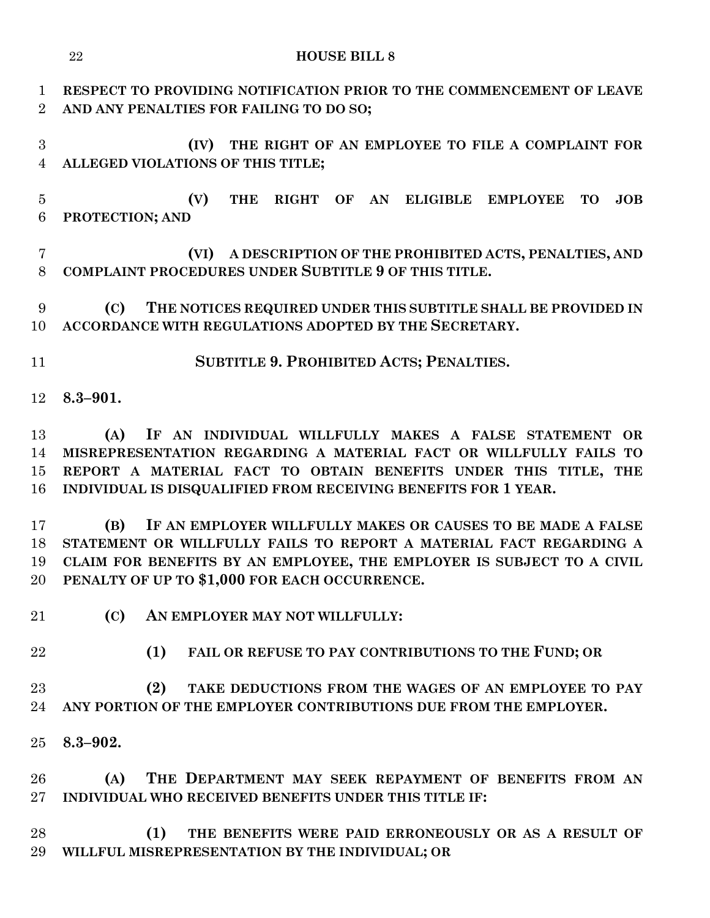**RESPECT TO PROVIDING NOTIFICATION PRIOR TO THE COMMENCEMENT OF LEAVE AND ANY PENALTIES FOR FAILING TO DO SO;**

**(IV) THE RIGHT OF AN EMPLOYEE TO FILE A COMPLAINT FOR ALLEGED VIOLATIONS OF THIS TITLE;**

**(V) THE RIGHT OF AN ELIGIBLE EMPLOYEE TO JOB PROTECTION; AND**

**(VI) A DESCRIPTION OF THE PROHIBITED ACTS, PENALTIES, AND COMPLAINT PROCEDURES UNDER SUBTITLE 9 OF THIS TITLE.**

**(C) THE NOTICES REQUIRED UNDER THIS SUBTITLE SHALL BE PROVIDED IN ACCORDANCE WITH REGULATIONS ADOPTED BY THE SECRETARY.**

**SUBTITLE 9. PROHIBITED ACTS; PENALTIES.**

**8.3–901.**

**(A) IF AN INDIVIDUAL WILLFULLY MAKES A FALSE STATEMENT OR MISREPRESENTATION REGARDING A MATERIAL FACT OR WILLFULLY FAILS TO REPORT A MATERIAL FACT TO OBTAIN BENEFITS UNDER THIS TITLE, THE INDIVIDUAL IS DISQUALIFIED FROM RECEIVING BENEFITS FOR 1 YEAR.**

**(B) IF AN EMPLOYER WILLFULLY MAKES OR CAUSES TO BE MADE A FALSE STATEMENT OR WILLFULLY FAILS TO REPORT A MATERIAL FACT REGARDING A CLAIM FOR BENEFITS BY AN EMPLOYEE, THE EMPLOYER IS SUBJECT TO A CIVIL PENALTY OF UP TO $1,000 FOR EACH OCCURRENCE.**

**(C) AN EMPLOYER MAY NOT WILLFULLY:**

**(1) FAIL OR REFUSE TO PAY CONTRIBUTIONS TO THE FUND; OR**

**(2) TAKE DEDUCTIONS FROM THE WAGES OF AN EMPLOYEE TO PAY ANY PORTION OF THE EMPLOYER CONTRIBUTIONS DUE FROM THE EMPLOYER.**

**8.3–902.**

**(A) THE DEPARTMENT MAY SEEK REPAYMENT OF BENEFITS FROM AN INDIVIDUAL WHO RECEIVED BENEFITS UNDER THIS TITLE IF:**

**(1) THE BENEFITS WERE PAID ERRONEOUSLY OR AS A RESULT OF WILLFUL MISREPRESENTATION BY THE INDIVIDUAL; OR**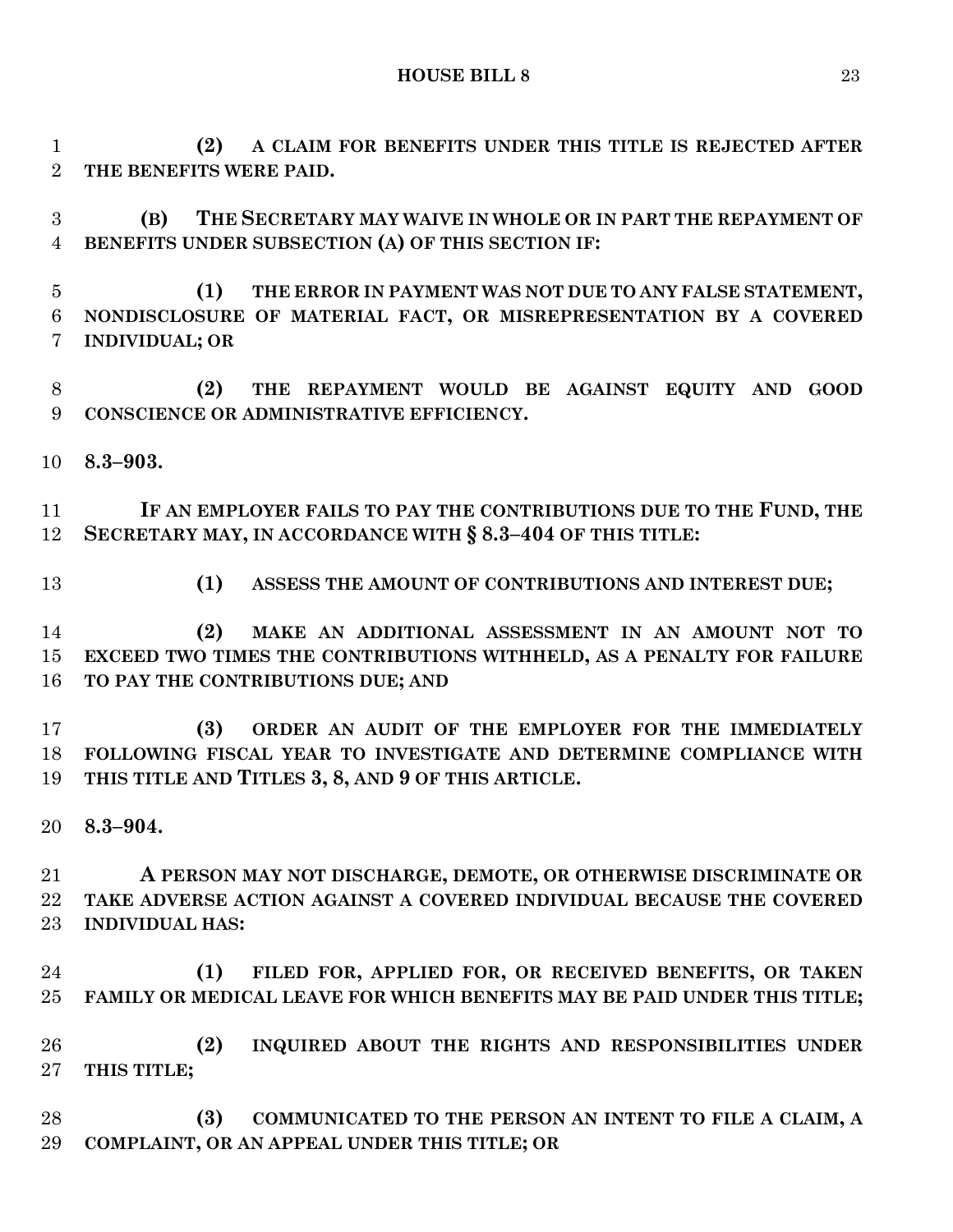**(2) A CLAIM FOR BENEFITS UNDER THIS TITLE IS REJECTED AFTER THE BENEFITS WERE PAID.**

**(B) THE SECRETARY MAY WAIVE IN WHOLE OR IN PART THE REPAYMENT OF BENEFITS UNDER SUBSECTION (A) OF THIS SECTION IF:**

**(1) THE ERROR IN PAYMENT WAS NOT DUE TO ANY FALSE STATEMENT, NONDISCLOSURE OF MATERIAL FACT, OR MISREPRESENTATION BY A COVERED INDIVIDUAL; OR**

**(2) THE REPAYMENT WOULD BE AGAINST EQUITY AND GOOD CONSCIENCE OR ADMINISTRATIVE EFFICIENCY.**

**8.3–903.**

**IF AN EMPLOYER FAILS TO PAY THE CONTRIBUTIONS DUE TO THE FUND, THE SECRETARY MAY, IN ACCORDANCE WITH § 8.3–404 OF THIS TITLE:**

**(1) ASSESS THE AMOUNT OF CONTRIBUTIONS AND INTEREST DUE;**

**(2) MAKE AN ADDITIONAL ASSESSMENT IN AN AMOUNT NOT TO EXCEED TWO TIMES THE CONTRIBUTIONS WITHHELD, AS A PENALTY FOR FAILURE TO PAY THE CONTRIBUTIONS DUE; AND**

**(3) ORDER AN AUDIT OF THE EMPLOYER FOR THE IMMEDIATELY FOLLOWING FISCAL YEAR TO INVESTIGATE AND DETERMINE COMPLIANCE WITH THIS TITLE AND TITLES 3, 8, AND 9 OF THIS ARTICLE.**

**8.3–904.**

**A PERSON MAY NOT DISCHARGE, DEMOTE, OR OTHERWISE DISCRIMINATE OR TAKE ADVERSE ACTION AGAINST A COVERED INDIVIDUAL BECAUSE THE COVERED INDIVIDUAL HAS:**

**(1) FILED FOR, APPLIED FOR, OR RECEIVED BENEFITS, OR TAKEN FAMILY OR MEDICAL LEAVE FOR WHICH BENEFITS MAY BE PAID UNDER THIS TITLE;**

**(2) INQUIRED ABOUT THE RIGHTS AND RESPONSIBILITIES UNDER THIS TITLE;**

**(3) COMMUNICATED TO THE PERSON AN INTENT TO FILE A CLAIM, A COMPLAINT, OR AN APPEAL UNDER THIS TITLE; OR**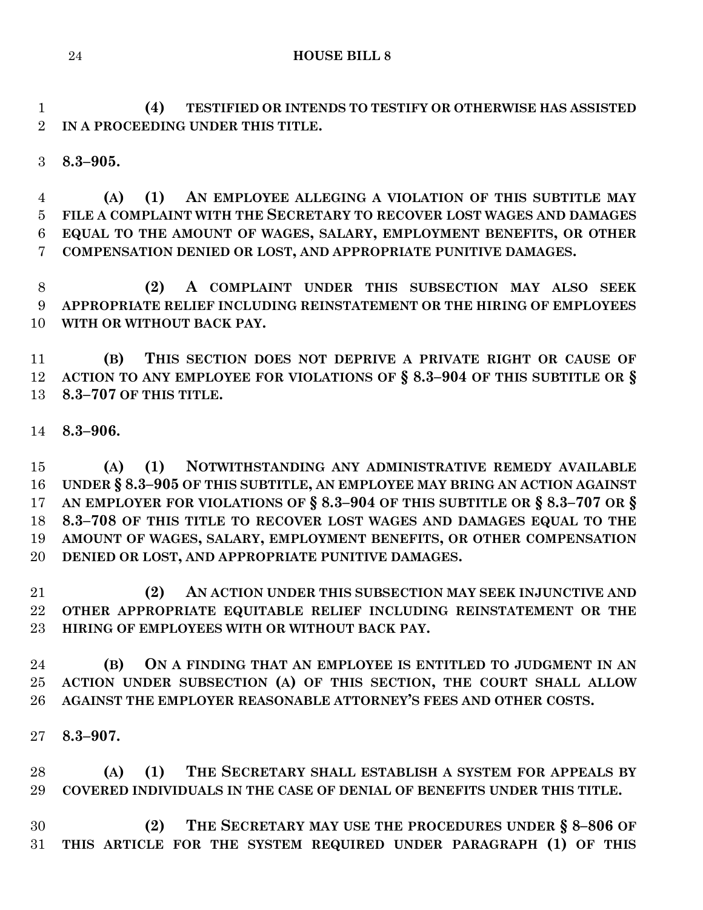**(4) TESTIFIED OR INTENDS TO TESTIFY OR OTHERWISE HAS ASSISTED IN A PROCEEDING UNDER THIS TITLE.**

**8.3–905.**

**(A) (1) AN EMPLOYEE ALLEGING A VIOLATION OF THIS SUBTITLE MAY FILE A COMPLAINT WITH THE SECRETARY TO RECOVER LOST WAGES AND DAMAGES EQUAL TO THE AMOUNT OF WAGES, SALARY, EMPLOYMENT BENEFITS, OR OTHER COMPENSATION DENIED OR LOST, AND APPROPRIATE PUNITIVE DAMAGES.**

**(2) A COMPLAINT UNDER THIS SUBSECTION MAY ALSO SEEK APPROPRIATE RELIEF INCLUDING REINSTATEMENT OR THE HIRING OF EMPLOYEES WITH OR WITHOUT BACK PAY.**

**(B) THIS SECTION DOES NOT DEPRIVE A PRIVATE RIGHT OR CAUSE OF ACTION TO ANY EMPLOYEE FOR VIOLATIONS OF § 8.3–904 OF THIS SUBTITLE OR § 8.3–707 OF THIS TITLE.**

**8.3–906.**

**(A) (1) NOTWITHSTANDING ANY ADMINISTRATIVE REMEDY AVAILABLE UNDER § 8.3–905 OF THIS SUBTITLE, AN EMPLOYEE MAY BRING AN ACTION AGAINST AN EMPLOYER FOR VIOLATIONS OF § 8.3–904 OF THIS SUBTITLE OR § 8.3–707 OR § 8.3–708 OF THIS TITLE TO RECOVER LOST WAGES AND DAMAGES EQUAL TO THE AMOUNT OF WAGES, SALARY, EMPLOYMENT BENEFITS, OR OTHER COMPENSATION DENIED OR LOST, AND APPROPRIATE PUNITIVE DAMAGES.**

**(2) AN ACTION UNDER THIS SUBSECTION MAY SEEK INJUNCTIVE AND OTHER APPROPRIATE EQUITABLE RELIEF INCLUDING REINSTATEMENT OR THE HIRING OF EMPLOYEES WITH OR WITHOUT BACK PAY.**

**(B) ON A FINDING THAT AN EMPLOYEE IS ENTITLED TO JUDGMENT IN AN ACTION UNDER SUBSECTION (A) OF THIS SECTION, THE COURT SHALL ALLOW AGAINST THE EMPLOYER REASONABLE ATTORNEY'S FEES AND OTHER COSTS.**

**8.3–907.**

**(A) (1) THE SECRETARY SHALL ESTABLISH A SYSTEM FOR APPEALS BY COVERED INDIVIDUALS IN THE CASE OF DENIAL OF BENEFITS UNDER THIS TITLE.**

**(2) THE SECRETARY MAY USE THE PROCEDURES UNDER § 8–806 OF THIS ARTICLE FOR THE SYSTEM REQUIRED UNDER PARAGRAPH (1) OF THIS**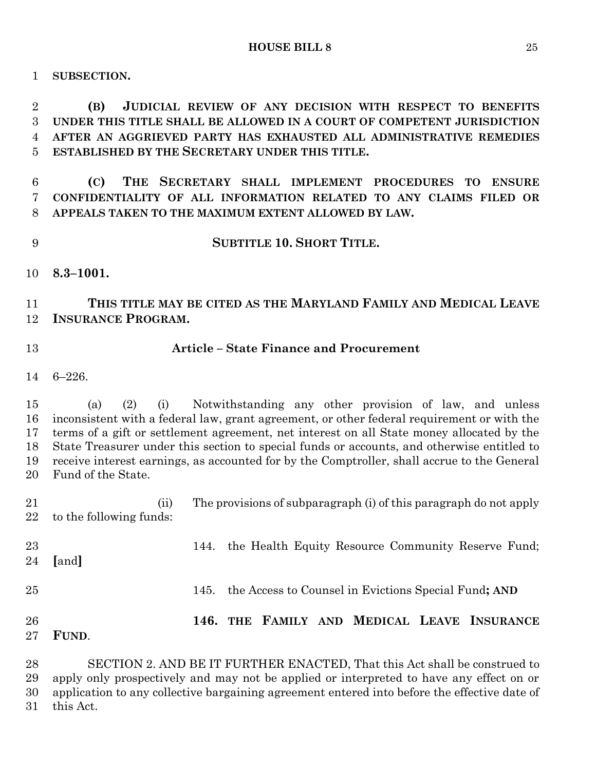**SUBSECTION.**

**(B) JUDICIAL REVIEW OF ANY DECISION WITH RESPECT TO BENEFITS UNDER THIS TITLE SHALL BE ALLOWED IN A COURT OF COMPETENT JURISDICTION AFTER AN AGGRIEVED PARTY HAS EXHAUSTED ALL ADMINISTRATIVE REMEDIES ESTABLISHED BY THE SECRETARY UNDER THIS TITLE.**

**(C) THE SECRETARY SHALL IMPLEMENT PROCEDURES TO ENSURE CONFIDENTIALITY OF ALL INFORMATION RELATED TO ANY CLAIMS FILED OR APPEALS TAKEN TO THE MAXIMUM EXTENT ALLOWED BY LAW.**

**SUBTITLE 10. SHORT TITLE.**

**8.3–1001.**

**THIS TITLE MAY BE CITED AS THE MARYLAND FAMILY AND MEDICAL LEAVE INSURANCE PROGRAM.**

**Article – State Finance and Procurement**

6–226.

(a) (2) (i) Notwithstanding any other provision of law, and unless inconsistent with a federal law, grant agreement, or other federal requirement or with the terms of a gift or settlement agreement, net interest on all State money allocated by the State Treasurer under this section to special funds or accounts, and otherwise entitled to receive interest earnings, as accounted for by the Comptroller, shall accrue to the General Fund of the State.

(ii) The provisions of subparagraph (i) of this paragraph do not apply to the following funds:

144. the Health Equity Resource Community Reserve Fund; **[**and**]**

145. the Access to Counsel in Evictions Special Fund**; AND**

**146. THE FAMILY AND MEDICAL LEAVE INSURANCE FUND**.

SECTION 2. AND BE IT FURTHER ENACTED, That this Act shall be construed to apply only prospectively and may not be applied or interpreted to have any effect on or application to any collective bargaining agreement entered into before the effective date of this Act.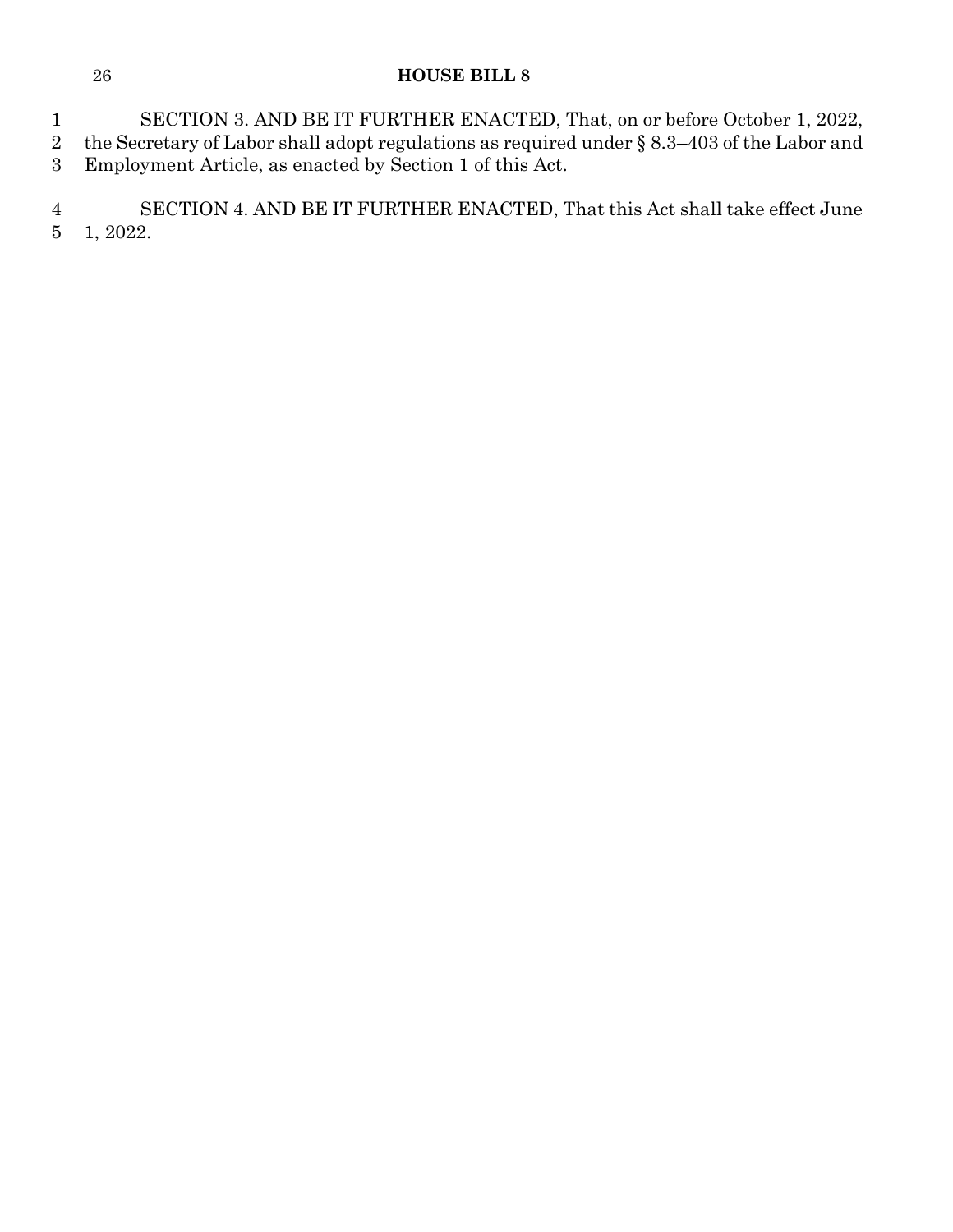SECTION 3. AND BE IT FURTHER ENACTED, That, on or before October 1, 2022, the Secretary of Labor shall adopt regulations as required under § 8.3–403 of the Labor and Employment Article, as enacted by Section 1 of this Act.

SECTION 4. AND BE IT FURTHER ENACTED, That this Act shall take effect June 1, 2022.